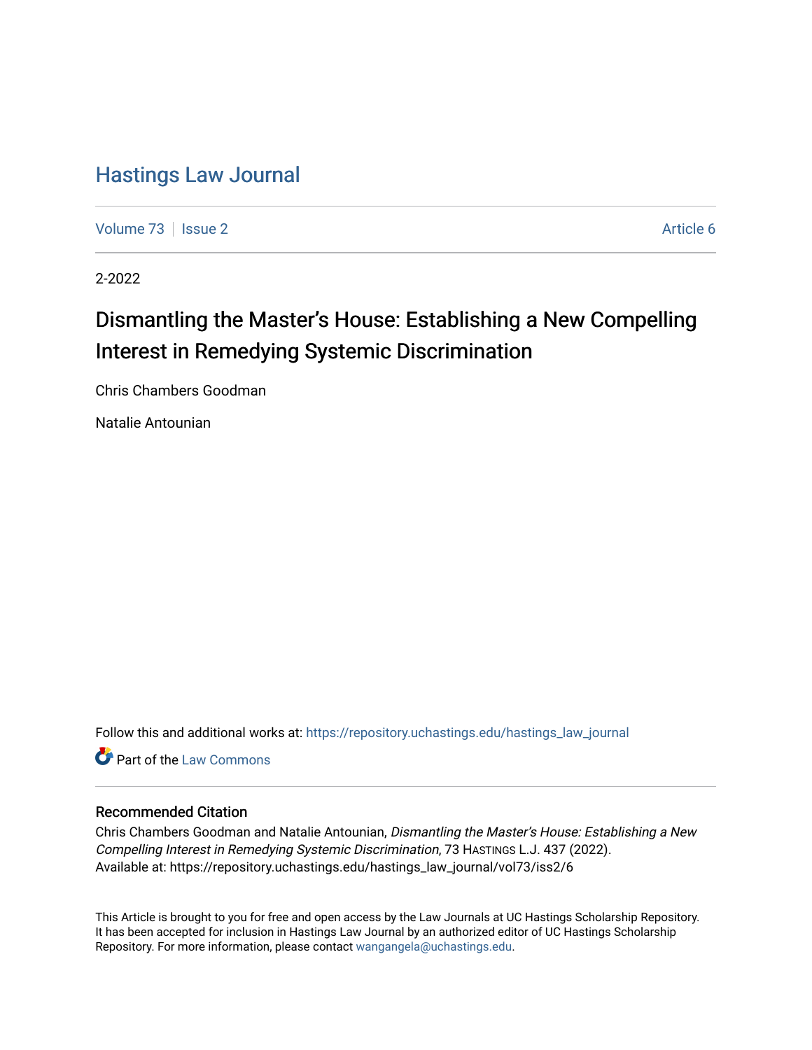# Hastings Law Journal

Volume 73 | Issue 2 | Article 6

2-2022

## Dismantling the Master's House: Establishing a New Compelling Interest in Remedying Systemic Discrimination

Chris Chambers Goodman

Natalie Antounian

Follow this and additional works at: https://repository.uchastings.edu/hastings_law_journal

Part of the Law Commons

### Recommended Citation

Chris Chambers Goodman and Natalie Antounian, *Dismantling the Master's House: Establishing a New Compelling Interest in Remedying Systemic Discrimination*, 73 HASTINGS L.J. 437 (2022).
Available at: https://repository.uchastings.edu/hastings_law_journal/vol73/iss2/6

This Article is brought to you for free and open access by the Law Journals at UC Hastings Scholarship Repository. It has been accepted for inclusion in Hastings Law Journal by an authorized editor of UC Hastings Scholarship Repository. For more information, please contact wangangela@uchastings.edu.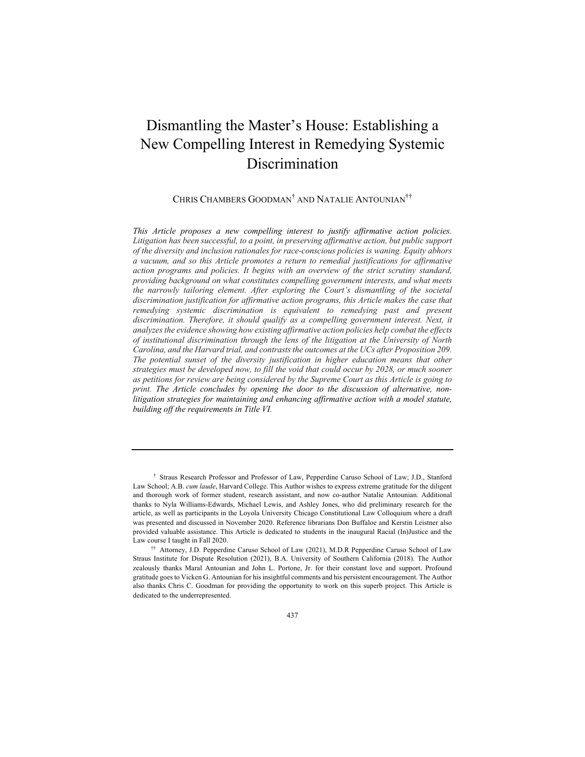# Dismantling the Master's House: Establishing a New Compelling Interest in Remedying Systemic Discrimination

CHRIS CHAMBERS GOODMAN[†] AND NATALIE ANTOUNIAN[††]

*This Article proposes a new compelling interest to justify affirmative action policies. Litigation has been successful, to a point, in preserving affirmative action, but public support of the diversity and inclusion rationales for race-conscious policies is waning. Equity abhors a vacuum, and so this Article promotes a return to remedial justifications for affirmative action programs and policies. It begins with an overview of the strict scrutiny standard, providing background on what constitutes compelling government interests, and what meets the narrowly tailoring element. After exploring the Court's dismantling of the societal discrimination justification for affirmative action programs, this Article makes the case that remedying systemic discrimination is equivalent to remedying past and present discrimination. Therefore, it should qualify as a compelling government interest. Next, it analyzes the evidence showing how existing affirmative action policies help combat the effects of institutional discrimination through the lens of the litigation at the University of North Carolina, and the Harvard trial, and contrasts the outcomes at the UCs after Proposition 209. The potential sunset of the diversity justification in higher education means that other strategies must be developed now, to fill the void that could occur by 2028, or much sooner as petitions for review are being considered by the Supreme Court as this Article is going to print. The Article concludes by opening the door to the discussion of alternative, non-litigation strategies for maintaining and enhancing affirmative action with a model statute, building off the requirements in Title VI.*

---

[†] Straus Research Professor and Professor of Law, Pepperdine Caruso School of Law; J.D., Stanford Law School; A.B. *cum laude*, Harvard College. This Author wishes to express extreme gratitude for the diligent and thorough work of former student, research assistant, and now co-author Natalie Antounian. Additional thanks to Nyla Williams-Edwards, Michael Lewis, and Ashley Jones, who did preliminary research for the article, as well as participants in the Loyola University Chicago Constitutional Law Colloquium where a draft was presented and discussed in November 2020. Reference librarians Don Buffaloe and Kerstin Leistner also provided valuable assistance. This Article is dedicated to students in the inaugural Racial (In)Justice and the Law course I taught in Fall 2020.

[††] Attorney, J.D. Pepperdine Caruso School of Law (2021), M.D.R Pepperdine Caruso School of Law Straus Institute for Dispute Resolution (2021), B.A. University of Southern California (2018). The Author zealously thanks Maral Antounian and John L. Portone, Jr. for their constant love and support. Profound gratitude goes to Vicken G. Antounian for his insightful comments and his persistent encouragement. The Author also thanks Chris C. Goodman for providing the opportunity to work on this superb project. This Article is dedicated to the underrepresented.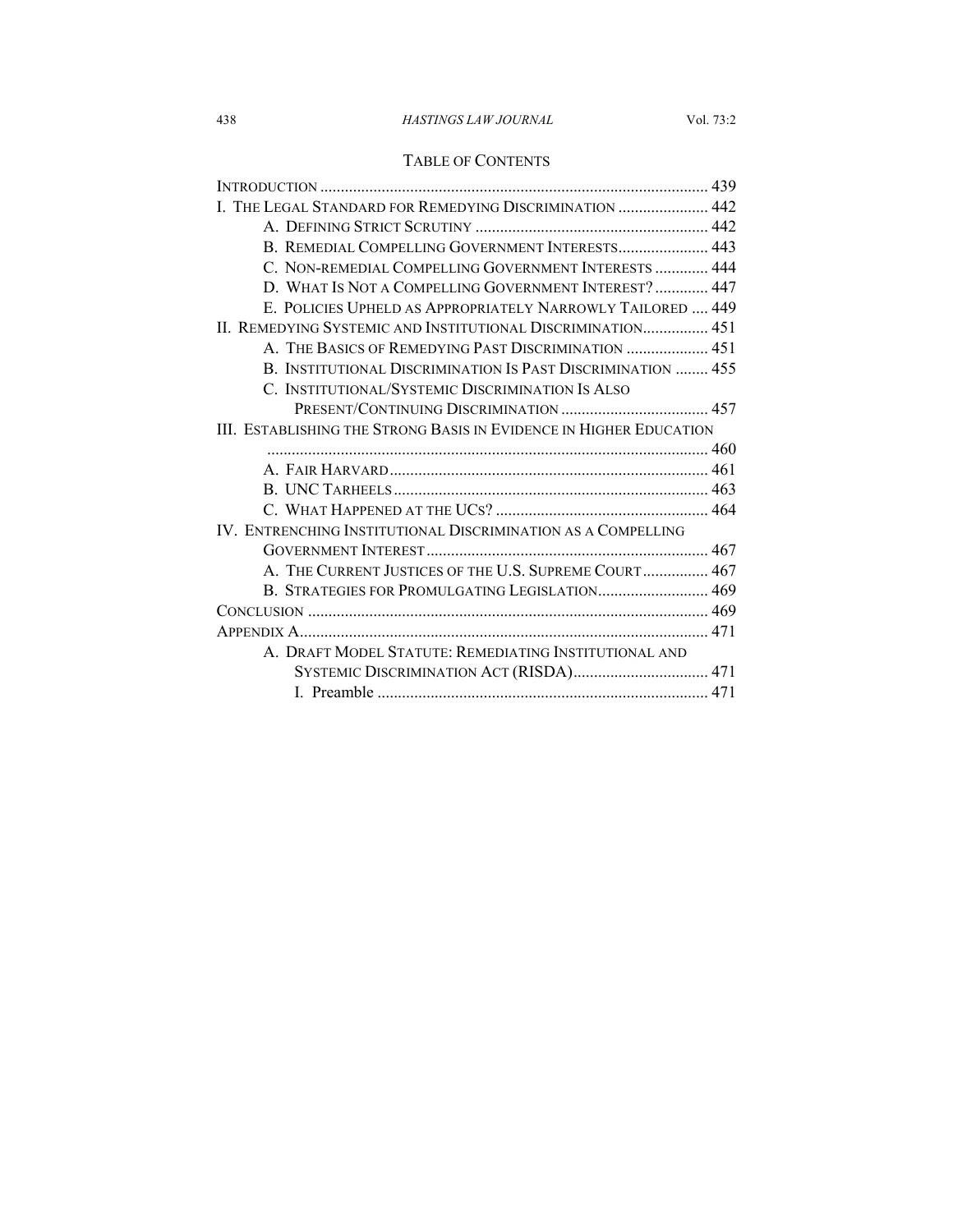## TABLE OF CONTENTS

INTRODUCTION ..... 439

I. THE LEGAL STANDARD FOR REMEDYING DISCRIMINATION ..... 442
- A. DEFINING STRICT SCRUTINY ..... 442
- B. REMEDIAL COMPELLING GOVERNMENT INTERESTS ..... 443
- C. NON-REMEDIAL COMPELLING GOVERNMENT INTERESTS ..... 444
- D. WHAT IS NOT A COMPELLING GOVERNMENT INTEREST? ..... 447
- E. POLICIES UPHELD AS APPROPRIATELY NARROWLY TAILORED ..... 449

II. REMEDYING SYSTEMIC AND INSTITUTIONAL DISCRIMINATION ..... 451
- A. THE BASICS OF REMEDYING PAST DISCRIMINATION ..... 451
- B. INSTITUTIONAL DISCRIMINATION IS PAST DISCRIMINATION ..... 455
- C. INSTITUTIONAL/SYSTEMIC DISCRIMINATION IS ALSO PRESENT/CONTINUING DISCRIMINATION ..... 457

III. ESTABLISHING THE STRONG BASIS IN EVIDENCE IN HIGHER EDUCATION ..... 460
- A. FAIR HARVARD ..... 461
- B. UNC TARHEELS ..... 463
- C. WHAT HAPPENED AT THE UCS? ..... 464

IV. ENTRENCHING INSTITUTIONAL DISCRIMINATION AS A COMPELLING GOVERNMENT INTEREST ..... 467
- A. THE CURRENT JUSTICES OF THE U.S. SUPREME COURT ..... 467
- B. STRATEGIES FOR PROMULGATING LEGISLATION ..... 469

CONCLUSION ..... 469

APPENDIX A ..... 471
- A. DRAFT MODEL STATUTE: REMEDIATING INSTITUTIONAL AND SYSTEMIC DISCRIMINATION ACT (RISDA) ..... 471
  - I. Preamble ..... 471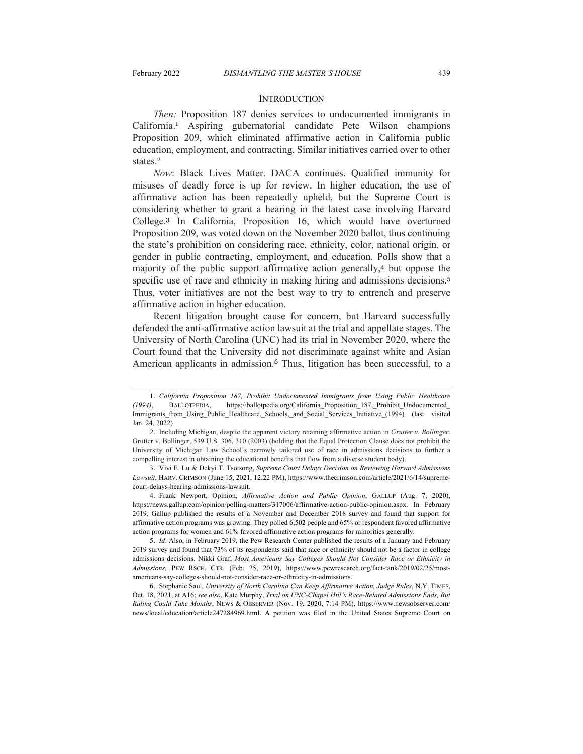## INTRODUCTION

*Then:* Proposition 187 denies services to undocumented immigrants in California.[1] Aspiring gubernatorial candidate Pete Wilson champions Proposition 209, which eliminated affirmative action in California public education, employment, and contracting. Similar initiatives carried over to other states.[2]

*Now*: Black Lives Matter. DACA continues. Qualified immunity for misuses of deadly force is up for review. In higher education, the use of affirmative action has been repeatedly upheld, but the Supreme Court is considering whether to grant a hearing in the latest case involving Harvard College.[3] In California, Proposition 16, which would have overturned Proposition 209, was voted down on the November 2020 ballot, thus continuing the state's prohibition on considering race, ethnicity, color, national origin, or gender in public contracting, employment, and education. Polls show that a majority of the public support affirmative action generally,[4] but oppose the specific use of race and ethnicity in making hiring and admissions decisions.[5] Thus, voter initiatives are not the best way to try to entrench and preserve affirmative action in higher education.

Recent litigation brought cause for concern, but Harvard successfully defended the anti-affirmative action lawsuit at the trial and appellate stages. The University of North Carolina (UNC) had its trial in November 2020, where the Court found that the University did not discriminate against white and Asian American applicants in admission.[6] Thus, litigation has been successful, to a

---

1. *California Proposition 187, Prohibit Undocumented Immigrants from Using Public Healthcare (1994)*, BALLOTPEDIA, https://ballotpedia.org/California_Proposition_187,_Prohibit_Undocumented_Immigrants_from_Using_Public_Healthcare,_Schools,_and_Social_Services_Initiative_(1994) (last visited Jan. 24, 2022)

2. Including Michigan, despite the apparent victory retaining affirmative action in *Grutter v. Bollinger*. Grutter v. Bollinger, 539 U.S. 306, 310 (2003) (holding that the Equal Protection Clause does not prohibit the University of Michigan Law School's narrowly tailored use of race in admissions decisions to further a compelling interest in obtaining the educational benefits that flow from a diverse student body).

3. Vivi E. Lu & Dekyi T. Tsotsong, *Supreme Court Delays Decision on Reviewing Harvard Admissions Lawsuit*, HARV. CRIMSON (June 15, 2021, 12:22 PM), https://www.thecrimson.com/article/2021/6/14/supreme-court-delays-hearing-admissions-lawsuit.

4. Frank Newport, Opinion, *Affirmative Action and Public Opinion*, GALLUP (Aug. 7, 2020), https://news.gallup.com/opinion/polling-matters/317006/affirmative-action-public-opinion.aspx. In February 2019, Gallup published the results of a November and December 2018 survey and found that support for affirmative action programs was growing. They polled 6,502 people and 65% or respondent favored affirmative action programs for women and 61% favored affirmative action programs for minorities generally.

5. *Id*. Also, in February 2019, the Pew Research Center published the results of a January and February 2019 survey and found that 73% of its respondents said that race or ethnicity should not be a factor in college admissions decisions. Nikki Graf, *Most Americans Say Colleges Should Not Consider Race or Ethnicity in Admissions*, PEW RSCH. CTR. (Feb. 25, 2019), https://www.pewresearch.org/fact-tank/2019/02/25/most-americans-say-colleges-should-not-consider-race-or-ethnicity-in-admissions.

6. Stephanie Saul, *University of North Carolina Can Keep Affirmative Action, Judge Rules*, N.Y. TIMES, Oct. 18, 2021, at A16; *see also*, Kate Murphy, *Trial on UNC-Chapel Hill's Race-Related Admissions Ends, But Ruling Could Take Months*, NEWS & OBSERVER (Nov. 19, 2020, 7:14 PM), https://www.newsobserver.com/news/local/education/article247284969.html. A petition was filed in the United States Supreme Court on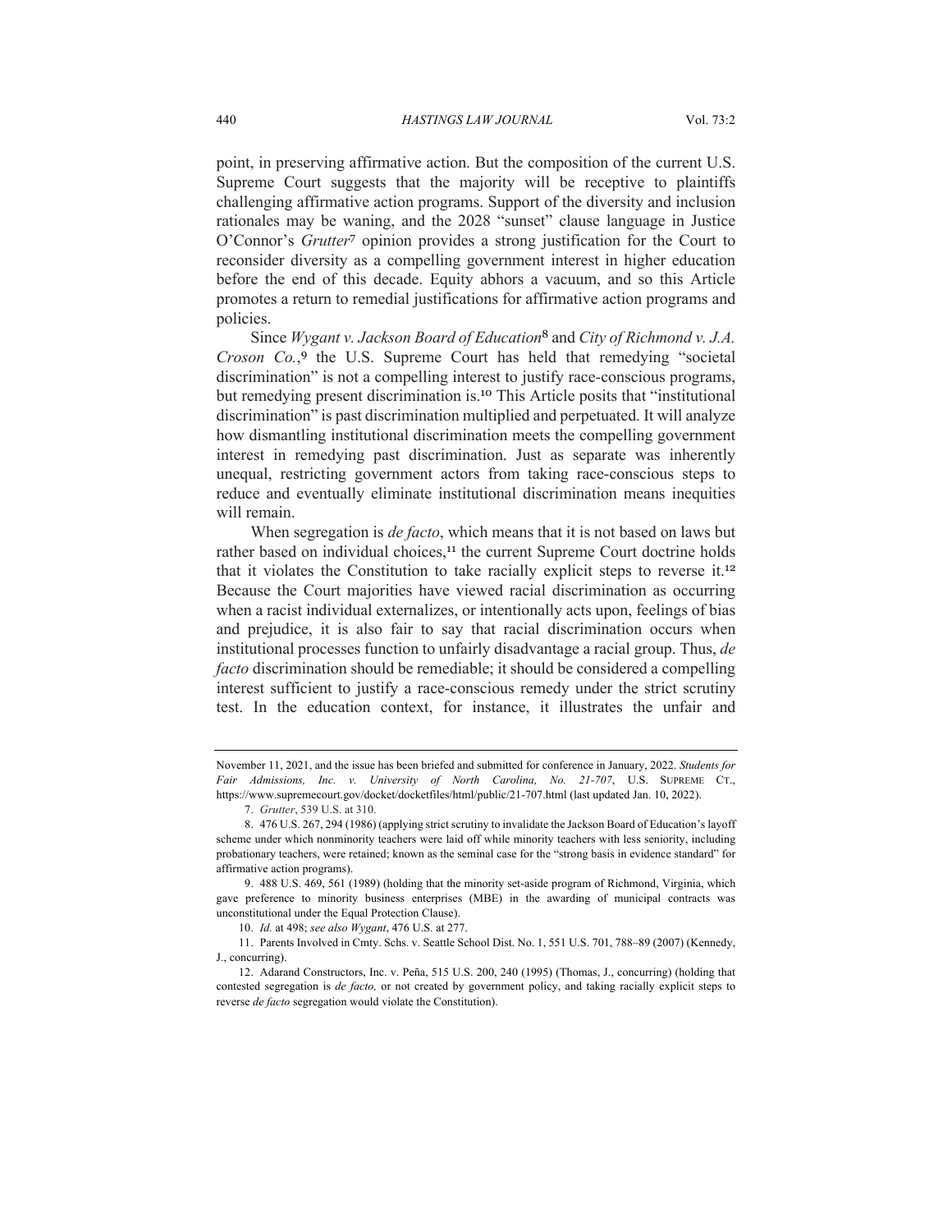point, in preserving affirmative action. But the composition of the current U.S. Supreme Court suggests that the majority will be receptive to plaintiffs challenging affirmative action programs. Support of the diversity and inclusion rationales may be waning, and the 2028 "sunset" clause language in Justice O'Connor's *Grutter*[7] opinion provides a strong justification for the Court to reconsider diversity as a compelling government interest in higher education before the end of this decade. Equity abhors a vacuum, and so this Article promotes a return to remedial justifications for affirmative action programs and policies.

Since *Wygant v. Jackson Board of Education*[8] and *City of Richmond v. J.A. Croson Co.*,[9] the U.S. Supreme Court has held that remedying "societal discrimination" is not a compelling interest to justify race-conscious programs, but remedying present discrimination is.[10] This Article posits that "institutional discrimination" is past discrimination multiplied and perpetuated. It will analyze how dismantling institutional discrimination meets the compelling government interest in remedying past discrimination. Just as separate was inherently unequal, restricting government actors from taking race-conscious steps to reduce and eventually eliminate institutional discrimination means inequities will remain.

When segregation is *de facto*, which means that it is not based on laws but rather based on individual choices,[11] the current Supreme Court doctrine holds that it violates the Constitution to take racially explicit steps to reverse it.[12] Because the Court majorities have viewed racial discrimination as occurring when a racist individual externalizes, or intentionally acts upon, feelings of bias and prejudice, it is also fair to say that racial discrimination occurs when institutional processes function to unfairly disadvantage a racial group. Thus, *de facto* discrimination should be remediable; it should be considered a compelling interest sufficient to justify a race-conscious remedy under the strict scrutiny test. In the education context, for instance, it illustrates the unfair and

---

November 11, 2021, and the issue has been briefed and submitted for conference in January, 2022. *Students for Fair Admissions, Inc. v. University of North Carolina, No. 21-707*, U.S. SUPREME CT., https://www.supremecourt.gov/docket/docketfiles/html/public/21-707.html (last updated Jan. 10, 2022).

7. *Grutter*, 539 U.S. at 310.

8. 476 U.S. 267, 294 (1986) (applying strict scrutiny to invalidate the Jackson Board of Education's layoff scheme under which nonminority teachers were laid off while minority teachers with less seniority, including probationary teachers, were retained; known as the seminal case for the "strong basis in evidence standard" for affirmative action programs).

9. 488 U.S. 469, 561 (1989) (holding that the minority set-aside program of Richmond, Virginia, which gave preference to minority business enterprises (MBE) in the awarding of municipal contracts was unconstitutional under the Equal Protection Clause).

10. *Id.* at 498; *see also Wygant*, 476 U.S. at 277.

11. Parents Involved in Cmty. Schs. v. Seattle School Dist. No. 1, 551 U.S. 701, 788–89 (2007) (Kennedy, J., concurring).

12. Adarand Constructors, Inc. v. Peña, 515 U.S. 200, 240 (1995) (Thomas, J., concurring) (holding that contested segregation is *de facto,* or not created by government policy, and taking racially explicit steps to reverse *de facto* segregation would violate the Constitution).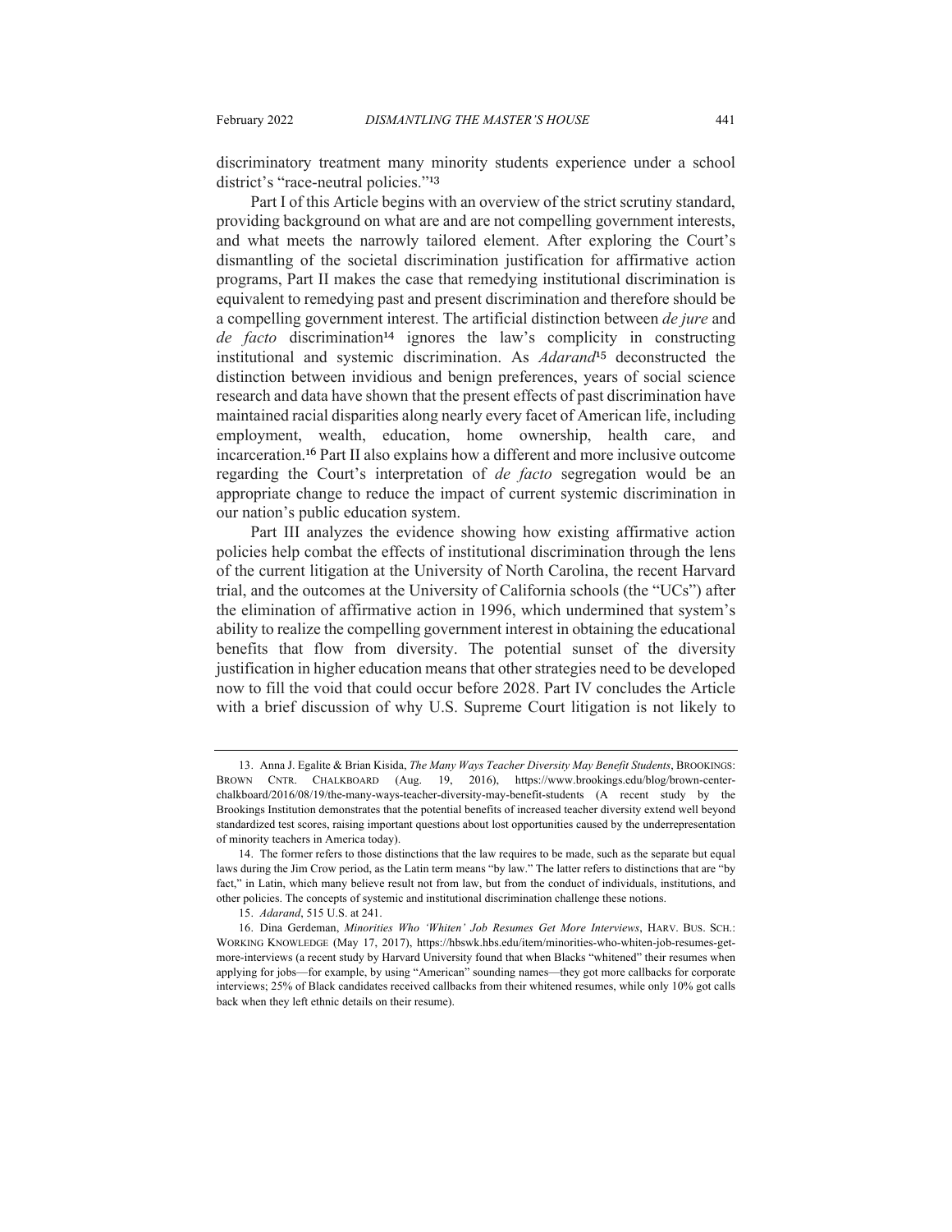discriminatory treatment many minority students experience under a school district's "race-neutral policies."[13]

Part I of this Article begins with an overview of the strict scrutiny standard, providing background on what are and are not compelling government interests, and what meets the narrowly tailored element. After exploring the Court's dismantling of the societal discrimination justification for affirmative action programs, Part II makes the case that remedying institutional discrimination is equivalent to remedying past and present discrimination and therefore should be a compelling government interest. The artificial distinction between *de jure* and *de facto* discrimination[14] ignores the law's complicity in constructing institutional and systemic discrimination. As *Adarand*[15] deconstructed the distinction between invidious and benign preferences, years of social science research and data have shown that the present effects of past discrimination have maintained racial disparities along nearly every facet of American life, including employment, wealth, education, home ownership, health care, and incarceration.[16] Part II also explains how a different and more inclusive outcome regarding the Court's interpretation of *de facto* segregation would be an appropriate change to reduce the impact of current systemic discrimination in our nation's public education system.

Part III analyzes the evidence showing how existing affirmative action policies help combat the effects of institutional discrimination through the lens of the current litigation at the University of North Carolina, the recent Harvard trial, and the outcomes at the University of California schools (the "UCs") after the elimination of affirmative action in 1996, which undermined that system's ability to realize the compelling government interest in obtaining the educational benefits that flow from diversity. The potential sunset of the diversity justification in higher education means that other strategies need to be developed now to fill the void that could occur before 2028. Part IV concludes the Article with a brief discussion of why U.S. Supreme Court litigation is not likely to

---

13. Anna J. Egalite & Brian Kisida, *The Many Ways Teacher Diversity May Benefit Students*, BROOKINGS: BROWN CNTR. CHALKBOARD (Aug. 19, 2016), https://www.brookings.edu/blog/brown-center-chalkboard/2016/08/19/the-many-ways-teacher-diversity-may-benefit-students (A recent study by the Brookings Institution demonstrates that the potential benefits of increased teacher diversity extend well beyond standardized test scores, raising important questions about lost opportunities caused by the underrepresentation of minority teachers in America today).

14. The former refers to those distinctions that the law requires to be made, such as the separate but equal laws during the Jim Crow period, as the Latin term means "by law." The latter refers to distinctions that are "by fact," in Latin, which many believe result not from law, but from the conduct of individuals, institutions, and other policies. The concepts of systemic and institutional discrimination challenge these notions.

15. *Adarand*, 515 U.S. at 241.

16. Dina Gerdeman, *Minorities Who 'Whiten' Job Resumes Get More Interviews*, HARV. BUS. SCH.: WORKING KNOWLEDGE (May 17, 2017), https://hbswk.hbs.edu/item/minorities-who-whiten-job-resumes-get-more-interviews (a recent study by Harvard University found that when Blacks "whitened" their resumes when applying for jobs—for example, by using "American" sounding names—they got more callbacks for corporate interviews; 25% of Black candidates received callbacks from their whitened resumes, while only 10% got calls back when they left ethnic details on their resume).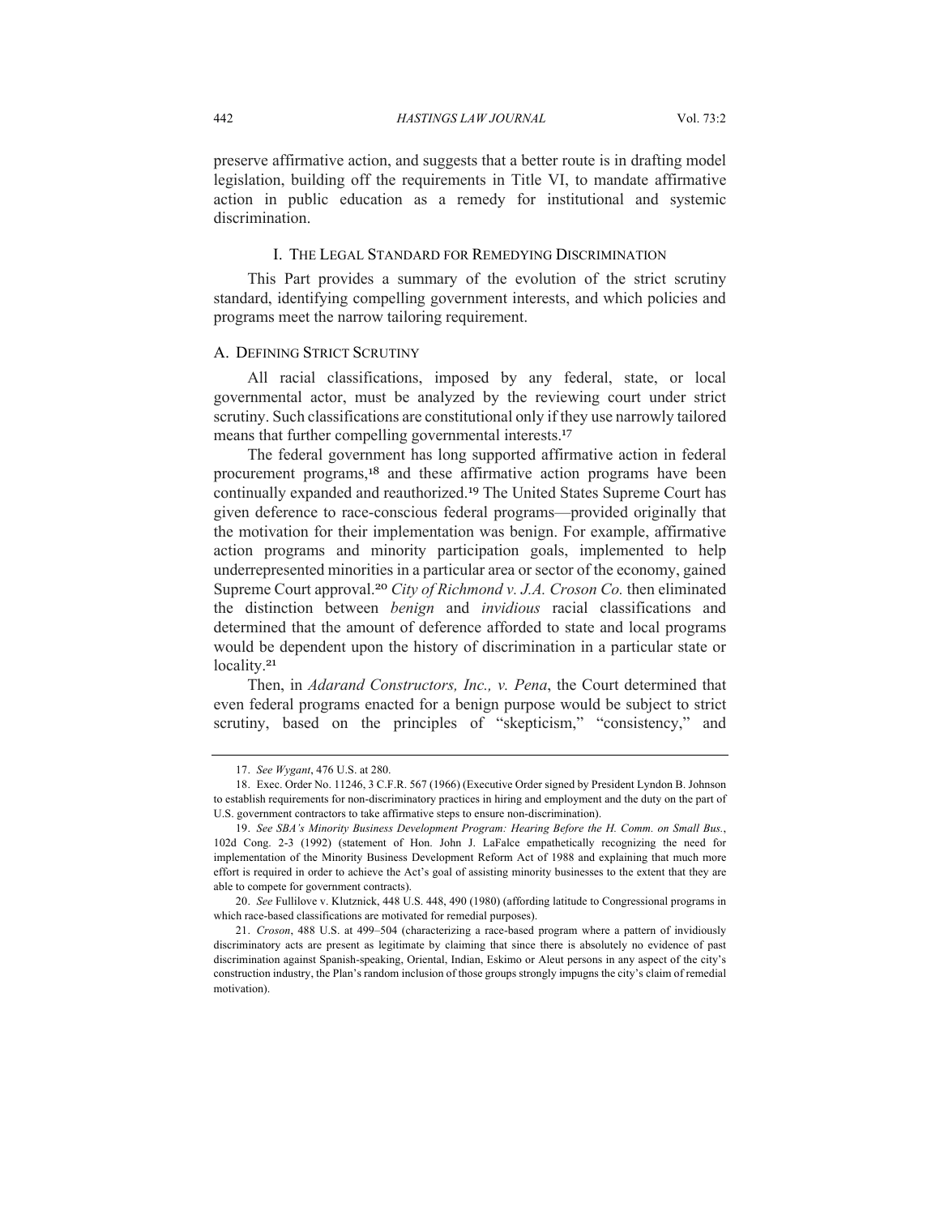preserve affirmative action, and suggests that a better route is in drafting model legislation, building off the requirements in Title VI, to mandate affirmative action in public education as a remedy for institutional and systemic discrimination.

## I. The Legal Standard for Remedying Discrimination

This Part provides a summary of the evolution of the strict scrutiny standard, identifying compelling government interests, and which policies and programs meet the narrow tailoring requirement.

### A. Defining Strict Scrutiny

All racial classifications, imposed by any federal, state, or local governmental actor, must be analyzed by the reviewing court under strict scrutiny. Such classifications are constitutional only if they use narrowly tailored means that further compelling governmental interests.[17]

The federal government has long supported affirmative action in federal procurement programs,[18] and these affirmative action programs have been continually expanded and reauthorized.[19] The United States Supreme Court has given deference to race-conscious federal programs—provided originally that the motivation for their implementation was benign. For example, affirmative action programs and minority participation goals, implemented to help underrepresented minorities in a particular area or sector of the economy, gained Supreme Court approval.[20] *City of Richmond v. J.A. Croson Co.* then eliminated the distinction between *benign* and *invidious* racial classifications and determined that the amount of deference afforded to state and local programs would be dependent upon the history of discrimination in a particular state or locality.[21]

Then, in *Adarand Constructors, Inc., v. Pena*, the Court determined that even federal programs enacted for a benign purpose would be subject to strict scrutiny, based on the principles of "skepticism," "consistency," and

---

17. *See Wygant*, 476 U.S. at 280.

18. Exec. Order No. 11246, 3 C.F.R. 567 (1966) (Executive Order signed by President Lyndon B. Johnson to establish requirements for non-discriminatory practices in hiring and employment and the duty on the part of U.S. government contractors to take affirmative steps to ensure non-discrimination).

19. *See SBA's Minority Business Development Program: Hearing Before the H. Comm. on Small Bus.*, 102d Cong. 2-3 (1992) (statement of Hon. John J. LaFalce empathetically recognizing the need for implementation of the Minority Business Development Reform Act of 1988 and explaining that much more effort is required in order to achieve the Act's goal of assisting minority businesses to the extent that they are able to compete for government contracts).

20. *See* Fullilove v. Klutznick, 448 U.S. 448, 490 (1980) (affording latitude to Congressional programs in which race-based classifications are motivated for remedial purposes).

21. *Croson*, 488 U.S. at 499–504 (characterizing a race-based program where a pattern of invidiously discriminatory acts are present as legitimate by claiming that since there is absolutely no evidence of past discrimination against Spanish-speaking, Oriental, Indian, Eskimo or Aleut persons in any aspect of the city's construction industry, the Plan's random inclusion of those groups strongly impugns the city's claim of remedial motivation).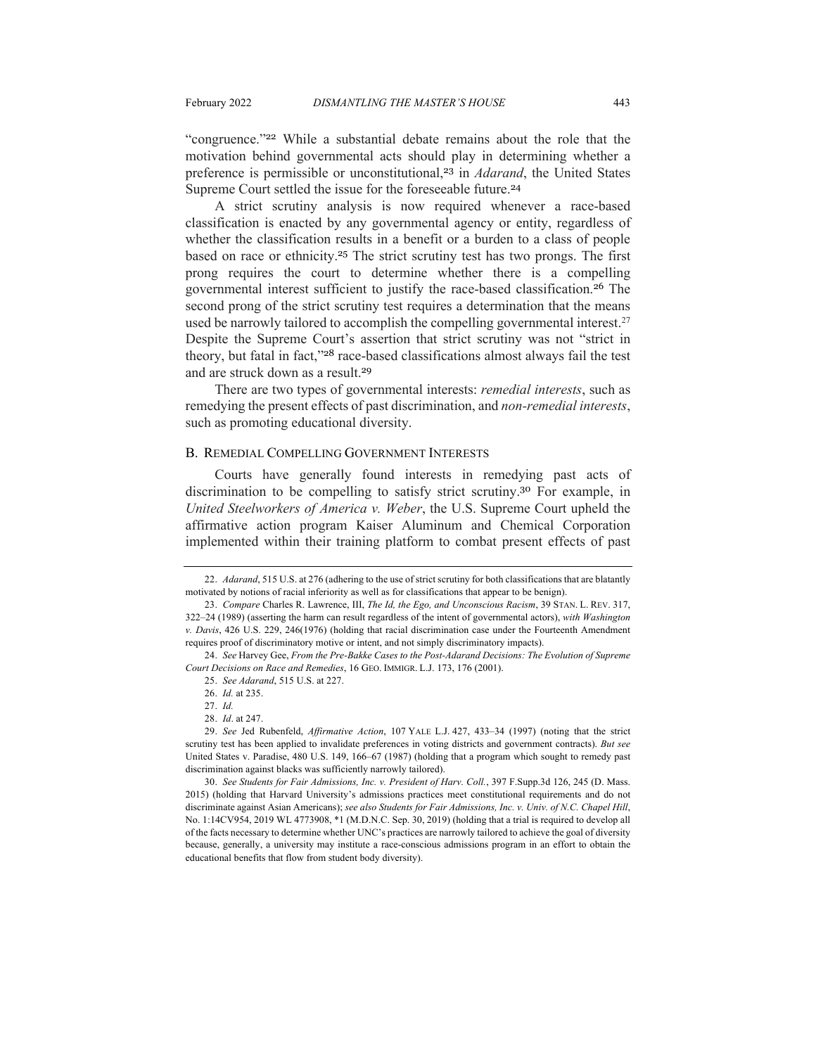"congruence."[22] While a substantial debate remains about the role that the motivation behind governmental acts should play in determining whether a preference is permissible or unconstitutional,[23] in *Adarand*, the United States Supreme Court settled the issue for the foreseeable future.[24]

A strict scrutiny analysis is now required whenever a race-based classification is enacted by any governmental agency or entity, regardless of whether the classification results in a benefit or a burden to a class of people based on race or ethnicity.[25] The strict scrutiny test has two prongs. The first prong requires the court to determine whether there is a compelling governmental interest sufficient to justify the race-based classification.[26] The second prong of the strict scrutiny test requires a determination that the means used be narrowly tailored to accomplish the compelling governmental interest.[27] Despite the Supreme Court's assertion that strict scrutiny was not "strict in theory, but fatal in fact,"[28] race-based classifications almost always fail the test and are struck down as a result.[29]

There are two types of governmental interests: *remedial interests*, such as remedying the present effects of past discrimination, and *non-remedial interests*, such as promoting educational diversity.

### B. Remedial Compelling Government Interests

Courts have generally found interests in remedying past acts of discrimination to be compelling to satisfy strict scrutiny.[30] For example, in *United Steelworkers of America v. Weber*, the U.S. Supreme Court upheld the affirmative action program Kaiser Aluminum and Chemical Corporation implemented within their training platform to combat present effects of past

---

22. *Adarand*, 515 U.S. at 276 (adhering to the use of strict scrutiny for both classifications that are blatantly motivated by notions of racial inferiority as well as for classifications that appear to be benign).

23. *Compare* Charles R. Lawrence, III, *The Id, the Ego, and Unconscious Racism*, 39 STAN. L. REV. 317, 322–24 (1989) (asserting the harm can result regardless of the intent of governmental actors), *with Washington v. Davis*, 426 U.S. 229, 246(1976) (holding that racial discrimination case under the Fourteenth Amendment requires proof of discriminatory motive or intent, and not simply discriminatory impacts).

24. *See* Harvey Gee, *From the Pre-Bakke Cases to the Post-Adarand Decisions: The Evolution of Supreme Court Decisions on Race and Remedies*, 16 GEO. IMMIGR. L.J. 173, 176 (2001).

25. *See Adarand*, 515 U.S. at 227.

26. *Id.* at 235.

27. *Id.*

28. *Id*. at 247.

29. *See* Jed Rubenfeld, *Affirmative Action*, 107 YALE L.J. 427, 433–34 (1997) (noting that the strict scrutiny test has been applied to invalidate preferences in voting districts and government contracts). *But see* United States v. Paradise, 480 U.S. 149, 166–67 (1987) (holding that a program which sought to remedy past discrimination against blacks was sufficiently narrowly tailored).

30. *See Students for Fair Admissions, Inc. v. President of Harv. Coll.*, 397 F.Supp.3d 126, 245 (D. Mass. 2015) (holding that Harvard University's admissions practices meet constitutional requirements and do not discriminate against Asian Americans); *see also Students for Fair Admissions, Inc. v. Univ. of N.C. Chapel Hill*, No. 1:14CV954, 2019 WL 4773908, \*1 (M.D.N.C. Sep. 30, 2019) (holding that a trial is required to develop all of the facts necessary to determine whether UNC's practices are narrowly tailored to achieve the goal of diversity because, generally, a university may institute a race-conscious admissions program in an effort to obtain the educational benefits that flow from student body diversity).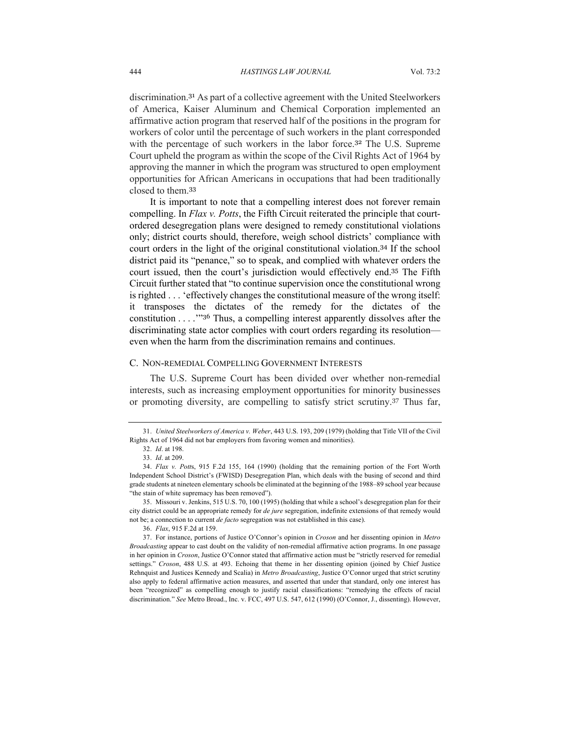discrimination.[31] As part of a collective agreement with the United Steelworkers of America, Kaiser Aluminum and Chemical Corporation implemented an affirmative action program that reserved half of the positions in the program for workers of color until the percentage of such workers in the plant corresponded with the percentage of such workers in the labor force.[32] The U.S. Supreme Court upheld the program as within the scope of the Civil Rights Act of 1964 by approving the manner in which the program was structured to open employment opportunities for African Americans in occupations that had been traditionally closed to them.[33]

It is important to note that a compelling interest does not forever remain compelling. In *Flax v. Potts*, the Fifth Circuit reiterated the principle that court-ordered desegregation plans were designed to remedy constitutional violations only; district courts should, therefore, weigh school districts' compliance with court orders in the light of the original constitutional violation.[34] If the school district paid its "penance," so to speak, and complied with whatever orders the court issued, then the court's jurisdiction would effectively end.[35] The Fifth Circuit further stated that "to continue supervision once the constitutional wrong is righted . . . 'effectively changes the constitutional measure of the wrong itself: it transposes the dictates of the remedy for the dictates of the constitution . . . .'"[36] Thus, a compelling interest apparently dissolves after the discriminating state actor complies with court orders regarding its resolution—even when the harm from the discrimination remains and continues.

### C. Non-remedial Compelling Government Interests

The U.S. Supreme Court has been divided over whether non-remedial interests, such as increasing employment opportunities for minority businesses or promoting diversity, are compelling to satisfy strict scrutiny.[37] Thus far,

---

31. *United Steelworkers of America v. Weber*, 443 U.S. 193, 209 (1979) (holding that Title VII of the Civil Rights Act of 1964 did not bar employers from favoring women and minorities).

32. *Id*. at 198.

33. *Id*. at 209.

34. *Flax v. Potts*, 915 F.2d 155, 164 (1990) (holding that the remaining portion of the Fort Worth Independent School District's (FWISD) Desegregation Plan, which deals with the busing of second and third grade students at nineteen elementary schools be eliminated at the beginning of the 1988–89 school year because "the stain of white supremacy has been removed").

35. Missouri v. Jenkins, 515 U.S. 70, 100 (1995) (holding that while a school's desegregation plan for their city district could be an appropriate remedy for *de jure* segregation, indefinite extensions of that remedy would not be; a connection to current *de facto* segregation was not established in this case).

36. *Flax*, 915 F.2d at 159.

37. For instance, portions of Justice O'Connor's opinion in *Croson* and her dissenting opinion in *Metro Broadcasting* appear to cast doubt on the validity of non-remedial affirmative action programs. In one passage in her opinion in *Croson*, Justice O'Connor stated that affirmative action must be "strictly reserved for remedial settings." *Croson*, 488 U.S. at 493. Echoing that theme in her dissenting opinion (joined by Chief Justice Rehnquist and Justices Kennedy and Scalia) in *Metro Broadcasting*, Justice O'Connor urged that strict scrutiny also apply to federal affirmative action measures, and asserted that under that standard, only one interest has been "recognized" as compelling enough to justify racial classifications: "remedying the effects of racial discrimination." *See* Metro Broad., Inc. v. FCC, 497 U.S. 547, 612 (1990) (O'Connor, J., dissenting). However,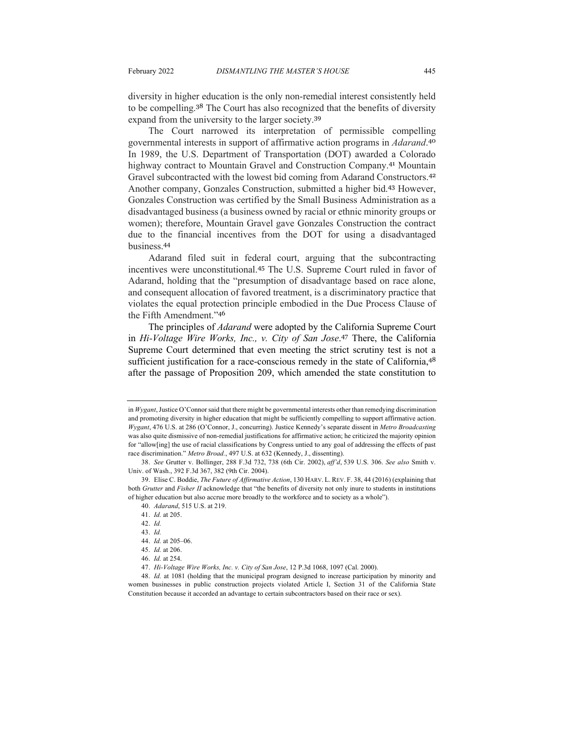diversity in higher education is the only non-remedial interest consistently held to be compelling.[38] The Court has also recognized that the benefits of diversity expand from the university to the larger society.[39]

The Court narrowed its interpretation of permissible compelling governmental interests in support of affirmative action programs in *Adarand*.[40] In 1989, the U.S. Department of Transportation (DOT) awarded a Colorado highway contract to Mountain Gravel and Construction Company.[41] Mountain Gravel subcontracted with the lowest bid coming from Adarand Constructors.[42] Another company, Gonzales Construction, submitted a higher bid.[43] However, Gonzales Construction was certified by the Small Business Administration as a disadvantaged business (a business owned by racial or ethnic minority groups or women); therefore, Mountain Gravel gave Gonzales Construction the contract due to the financial incentives from the DOT for using a disadvantaged business.[44]

Adarand filed suit in federal court, arguing that the subcontracting incentives were unconstitutional.[45] The U.S. Supreme Court ruled in favor of Adarand, holding that the "presumption of disadvantage based on race alone, and consequent allocation of favored treatment, is a discriminatory practice that violates the equal protection principle embodied in the Due Process Clause of the Fifth Amendment."[46]

The principles of *Adarand* were adopted by the California Supreme Court in *Hi-Voltage Wire Works, Inc., v. City of San Jose*.[47] There, the California Supreme Court determined that even meeting the strict scrutiny test is not a sufficient justification for a race-conscious remedy in the state of California,[48] after the passage of Proposition 209, which amended the state constitution to

---

in *Wygant*, Justice O'Connor said that there might be governmental interests other than remedying discrimination and promoting diversity in higher education that might be sufficiently compelling to support affirmative action. *Wygant*, 476 U.S. at 286 (O'Connor, J., concurring). Justice Kennedy's separate dissent in *Metro Broadcasting* was also quite dismissive of non-remedial justifications for affirmative action; he criticized the majority opinion for "allow[ing] the use of racial classifications by Congress untied to any goal of addressing the effects of past race discrimination." *Metro Broad.*, 497 U.S. at 632 (Kennedy, J., dissenting).

38. *See* Grutter v. Bollinger, 288 F.3d 732, 738 (6th Cir. 2002), *aff'd*, 539 U.S. 306. *See also* Smith v. Univ. of Wash., 392 F.3d 367, 382 (9th Cir. 2004).

39. Elise C. Boddie, *The Future of Affirmative Action*, 130 HARV. L. REV. F. 38, 44 (2016) (explaining that both *Grutter* and *Fisher II* acknowledge that "the benefits of diversity not only inure to students in institutions of higher education but also accrue more broadly to the workforce and to society as a whole").

40. *Adarand*, 515 U.S. at 219.

41. *Id.* at 205.

42. *Id.*

43. *Id.*

44. *Id.* at 205–06.

45. *Id.* at 206.

46. *Id.* at 254.

47. *Hi-Voltage Wire Works, Inc. v. City of San Jose*, 12 P.3d 1068, 1097 (Cal. 2000).

48. *Id.* at 1081 (holding that the municipal program designed to increase participation by minority and women businesses in public construction projects violated Article I, Section 31 of the California State Constitution because it accorded an advantage to certain subcontractors based on their race or sex).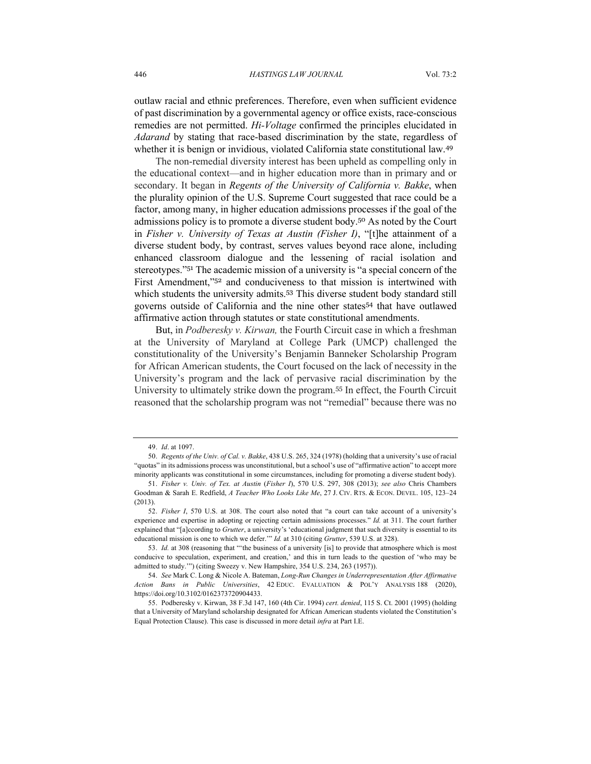outlaw racial and ethnic preferences. Therefore, even when sufficient evidence of past discrimination by a governmental agency or office exists, race-conscious remedies are not permitted. *Hi-Voltage* confirmed the principles elucidated in *Adarand* by stating that race-based discrimination by the state, regardless of whether it is benign or invidious, violated California state constitutional law.[49]

The non-remedial diversity interest has been upheld as compelling only in the educational context—and in higher education more than in primary and or secondary. It began in *Regents of the University of California v. Bakke*, when the plurality opinion of the U.S. Supreme Court suggested that race could be a factor, among many, in higher education admissions processes if the goal of the admissions policy is to promote a diverse student body.[50] As noted by the Court in *Fisher v. University of Texas at Austin (Fisher I)*, "[t]he attainment of a diverse student body, by contrast, serves values beyond race alone, including enhanced classroom dialogue and the lessening of racial isolation and stereotypes."[51] The academic mission of a university is "a special concern of the First Amendment,"[52] and conduciveness to that mission is intertwined with which students the university admits.[53] This diverse student body standard still governs outside of California and the nine other states[54] that have outlawed affirmative action through statutes or state constitutional amendments.

But, in *Podberesky v. Kirwan,* the Fourth Circuit case in which a freshman at the University of Maryland at College Park (UMCP) challenged the constitutionality of the University's Benjamin Banneker Scholarship Program for African American students, the Court focused on the lack of necessity in the University's program and the lack of pervasive racial discrimination by the University to ultimately strike down the program.[55] In effect, the Fourth Circuit reasoned that the scholarship program was not "remedial" because there was no

---

49. *Id*. at 1097.

50. *Regents of the Univ. of Cal. v. Bakke*, 438 U.S. 265, 324 (1978) (holding that a university's use of racial "quotas" in its admissions process was unconstitutional, but a school's use of "affirmative action" to accept more minority applicants was constitutional in some circumstances, including for promoting a diverse student body).

51. *Fisher v. Univ. of Tex. at Austin* (*Fisher I*), 570 U.S. 297, 308 (2013); *see also* Chris Chambers Goodman & Sarah E. Redfield, *A Teacher Who Looks Like Me*, 27 J. CIV. RTS. & ECON. DEVEL. 105, 123–24 (2013).

52. *Fisher I*, 570 U.S. at 308. The court also noted that "a court can take account of a university's experience and expertise in adopting or rejecting certain admissions processes." *Id.* at 311. The court further explained that "[a]ccording to *Grutter*, a university's 'educational judgment that such diversity is essential to its educational mission is one to which we defer.'" *Id.* at 310 (citing *Grutter*, 539 U.S. at 328).

53. *Id.* at 308 (reasoning that "'the business of a university [is] to provide that atmosphere which is most conducive to speculation, experiment, and creation,' and this in turn leads to the question of 'who may be admitted to study.'") (citing Sweezy v. New Hampshire, 354 U.S. 234, 263 (1957)).

54. *See* Mark C. Long & Nicole A. Bateman, *Long-Run Changes in Underrepresentation After Affirmative Action Bans in Public Universities*, 42 EDUC. EVALUATION & POL'Y ANALYSIS 188 (2020), https://doi.org/10.3102/0162373720904433.

55. Podberesky v. Kirwan, 38 F.3d 147, 160 (4th Cir. 1994) *cert. denied*, 115 S. Ct. 2001 (1995) (holding that a University of Maryland scholarship designated for African American students violated the Constitution's Equal Protection Clause). This case is discussed in more detail *infra* at Part I.E.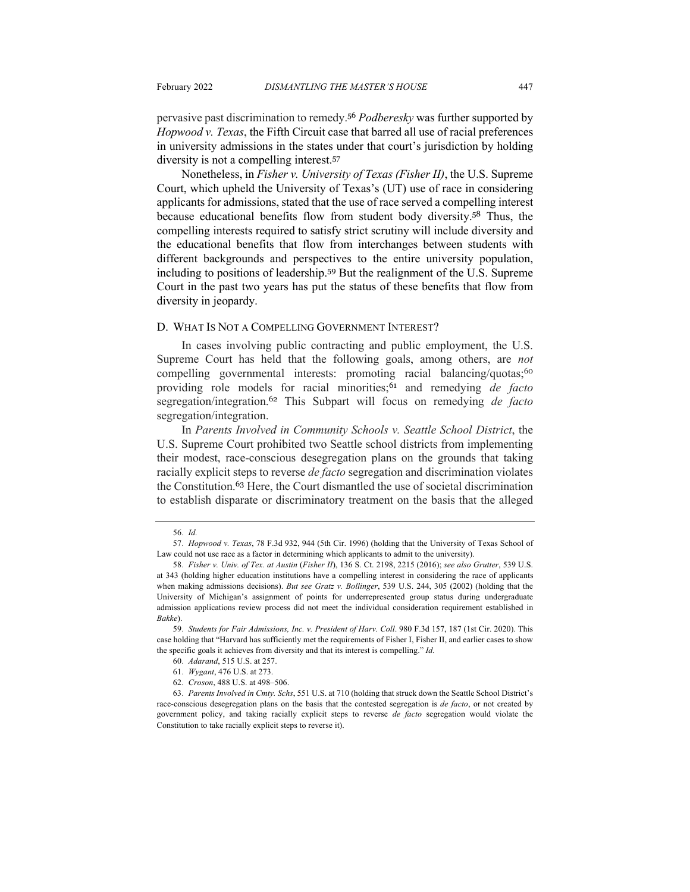pervasive past discrimination to remedy.[56] *Podberesky* was further supported by *Hopwood v. Texas*, the Fifth Circuit case that barred all use of racial preferences in university admissions in the states under that court's jurisdiction by holding diversity is not a compelling interest.[57]

Nonetheless, in *Fisher v. University of Texas (Fisher II)*, the U.S. Supreme Court, which upheld the University of Texas's (UT) use of race in considering applicants for admissions, stated that the use of race served a compelling interest because educational benefits flow from student body diversity.[58] Thus, the compelling interests required to satisfy strict scrutiny will include diversity and the educational benefits that flow from interchanges between students with different backgrounds and perspectives to the entire university population, including to positions of leadership.[59] But the realignment of the U.S. Supreme Court in the past two years has put the status of these benefits that flow from diversity in jeopardy.

## D. What Is Not a Compelling Government Interest?

In cases involving public contracting and public employment, the U.S. Supreme Court has held that the following goals, among others, are *not* compelling governmental interests: promoting racial balancing/quotas;[60] providing role models for racial minorities;[61] and remedying *de facto* segregation/integration.[62] This Subpart will focus on remedying *de facto* segregation/integration.

In *Parents Involved in Community Schools v. Seattle School District*, the U.S. Supreme Court prohibited two Seattle school districts from implementing their modest, race-conscious desegregation plans on the grounds that taking racially explicit steps to reverse *de facto* segregation and discrimination violates the Constitution.[63] Here, the Court dismantled the use of societal discrimination to establish disparate or discriminatory treatment on the basis that the alleged

---

56. *Id.*

57. *Hopwood v. Texas*, 78 F.3d 932, 944 (5th Cir. 1996) (holding that the University of Texas School of Law could not use race as a factor in determining which applicants to admit to the university).

58. *Fisher v. Univ. of Tex. at Austin* (*Fisher II*), 136 S. Ct. 2198, 2215 (2016); *see also Grutter*, 539 U.S. at 343 (holding higher education institutions have a compelling interest in considering the race of applicants when making admissions decisions). *But see Gratz v. Bollinger*, 539 U.S. 244, 305 (2002) (holding that the University of Michigan's assignment of points for underrepresented group status during undergraduate admission applications review process did not meet the individual consideration requirement established in *Bakke*).

59. *Students for Fair Admissions, Inc. v. President of Harv. Coll*. 980 F.3d 157, 187 (1st Cir. 2020). This case holding that "Harvard has sufficiently met the requirements of Fisher I, Fisher II, and earlier cases to show the specific goals it achieves from diversity and that its interest is compelling." *Id.*

60. *Adarand*, 515 U.S. at 257.

61. *Wygant*, 476 U.S. at 273.

62. *Croson*, 488 U.S. at 498–506.

63. *Parents Involved in Cmty. Schs*, 551 U.S. at 710 (holding that struck down the Seattle School District's race-conscious desegregation plans on the basis that the contested segregation is *de facto*, or not created by government policy, and taking racially explicit steps to reverse *de facto* segregation would violate the Constitution to take racially explicit steps to reverse it).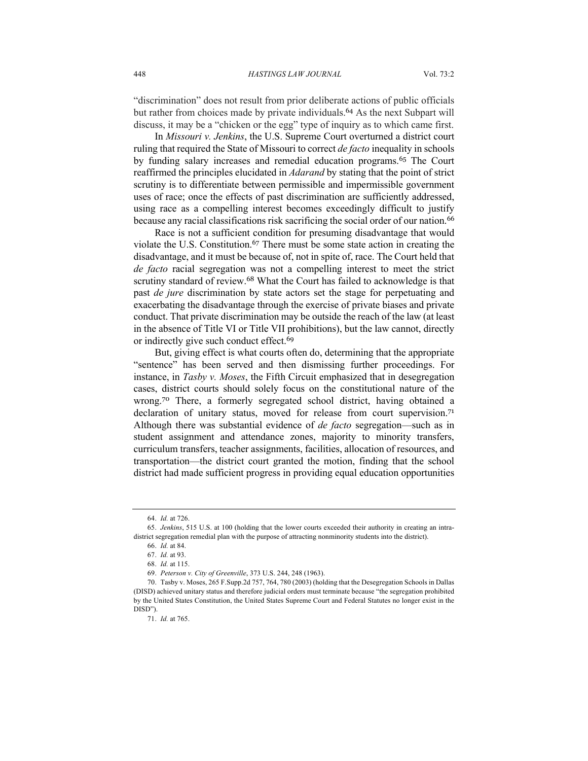"discrimination" does not result from prior deliberate actions of public officials but rather from choices made by private individuals.[64] As the next Subpart will discuss, it may be a "chicken or the egg" type of inquiry as to which came first.

In *Missouri v. Jenkins*, the U.S. Supreme Court overturned a district court ruling that required the State of Missouri to correct *de facto* inequality in schools by funding salary increases and remedial education programs.[65] The Court reaffirmed the principles elucidated in *Adarand* by stating that the point of strict scrutiny is to differentiate between permissible and impermissible government uses of race; once the effects of past discrimination are sufficiently addressed, using race as a compelling interest becomes exceedingly difficult to justify because any racial classifications risk sacrificing the social order of our nation.[66]

Race is not a sufficient condition for presuming disadvantage that would violate the U.S. Constitution.[67] There must be some state action in creating the disadvantage, and it must be because of, not in spite of, race. The Court held that *de facto* racial segregation was not a compelling interest to meet the strict scrutiny standard of review.[68] What the Court has failed to acknowledge is that past *de jure* discrimination by state actors set the stage for perpetuating and exacerbating the disadvantage through the exercise of private biases and private conduct. That private discrimination may be outside the reach of the law (at least in the absence of Title VI or Title VII prohibitions), but the law cannot, directly or indirectly give such conduct effect.[69]

But, giving effect is what courts often do, determining that the appropriate "sentence" has been served and then dismissing further proceedings. For instance, in *Tasby v. Moses*, the Fifth Circuit emphasized that in desegregation cases, district courts should solely focus on the constitutional nature of the wrong.[70] There, a formerly segregated school district, having obtained a declaration of unitary status, moved for release from court supervision.[71] Although there was substantial evidence of *de facto* segregation—such as in student assignment and attendance zones, majority to minority transfers, curriculum transfers, teacher assignments, facilities, allocation of resources, and transportation—the district court granted the motion, finding that the school district had made sufficient progress in providing equal education opportunities

---

64. *Id.* at 726.

65. *Jenkins*, 515 U.S. at 100 (holding that the lower courts exceeded their authority in creating an intra-district segregation remedial plan with the purpose of attracting nonminority students into the district).

66. *Id.* at 84.

67. *Id.* at 93.

68. *Id.* at 115.

69. *Peterson v. City of Greenville*, 373 U.S. 244, 248 (1963).

70. Tasby v. Moses, 265 F.Supp.2d 757, 764, 780 (2003) (holding that the Desegregation Schools in Dallas (DISD) achieved unitary status and therefore judicial orders must terminate because "the segregation prohibited by the United States Constitution, the United States Supreme Court and Federal Statutes no longer exist in the DISD").

71. *Id.* at 765.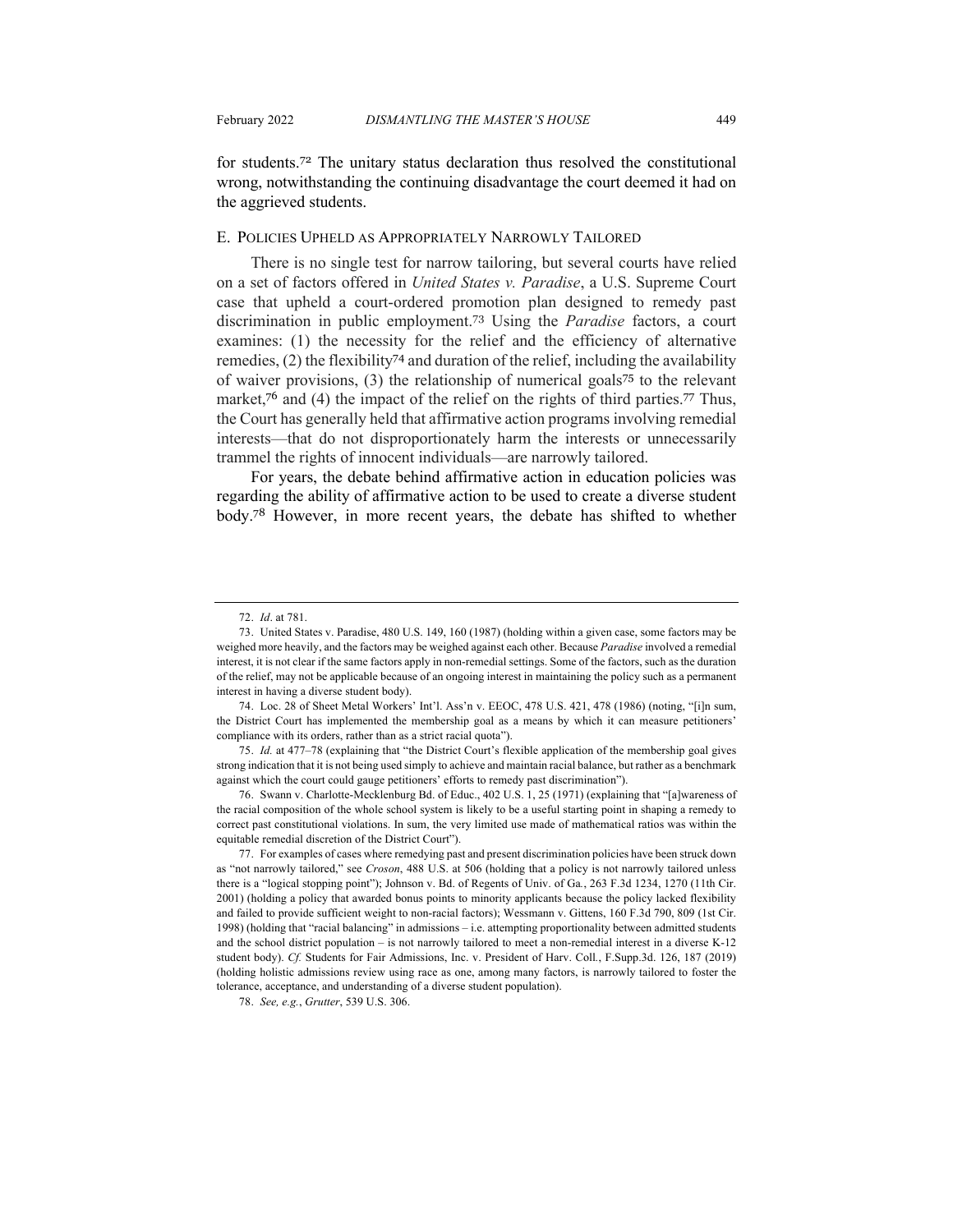for students.[72] The unitary status declaration thus resolved the constitutional wrong, notwithstanding the continuing disadvantage the court deemed it had on the aggrieved students.

### E. Policies Upheld as Appropriately Narrowly Tailored

There is no single test for narrow tailoring, but several courts have relied on a set of factors offered in *United States v. Paradise*, a U.S. Supreme Court case that upheld a court-ordered promotion plan designed to remedy past discrimination in public employment.[73] Using the *Paradise* factors, a court examines: (1) the necessity for the relief and the efficiency of alternative remedies, (2) the flexibility[74] and duration of the relief, including the availability of waiver provisions, (3) the relationship of numerical goals[75] to the relevant market,[76] and (4) the impact of the relief on the rights of third parties.[77] Thus, the Court has generally held that affirmative action programs involving remedial interests—that do not disproportionately harm the interests or unnecessarily trammel the rights of innocent individuals—are narrowly tailored.

For years, the debate behind affirmative action in education policies was regarding the ability of affirmative action to be used to create a diverse student body.[78] However, in more recent years, the debate has shifted to whether

---

72. *Id*. at 781.

73. United States v. Paradise, 480 U.S. 149, 160 (1987) (holding within a given case, some factors may be weighed more heavily, and the factors may be weighed against each other. Because *Paradise* involved a remedial interest, it is not clear if the same factors apply in non-remedial settings. Some of the factors, such as the duration of the relief, may not be applicable because of an ongoing interest in maintaining the policy such as a permanent interest in having a diverse student body).

74. Loc. 28 of Sheet Metal Workers' Int'l. Ass'n v. EEOC, 478 U.S. 421, 478 (1986) (noting, "[i]n sum, the District Court has implemented the membership goal as a means by which it can measure petitioners' compliance with its orders, rather than as a strict racial quota").

75. *Id.* at 477–78 (explaining that "the District Court's flexible application of the membership goal gives strong indication that it is not being used simply to achieve and maintain racial balance, but rather as a benchmark against which the court could gauge petitioners' efforts to remedy past discrimination").

76. Swann v. Charlotte-Mecklenburg Bd. of Educ., 402 U.S. 1, 25 (1971) (explaining that "[a]wareness of the racial composition of the whole school system is likely to be a useful starting point in shaping a remedy to correct past constitutional violations. In sum, the very limited use made of mathematical ratios was within the equitable remedial discretion of the District Court").

77. For examples of cases where remedying past and present discrimination policies have been struck down as "not narrowly tailored," see *Croson*, 488 U.S. at 506 (holding that a policy is not narrowly tailored unless there is a "logical stopping point"); Johnson v. Bd. of Regents of Univ. of Ga., 263 F.3d 1234, 1270 (11th Cir. 2001) (holding a policy that awarded bonus points to minority applicants because the policy lacked flexibility and failed to provide sufficient weight to non-racial factors); Wessmann v. Gittens, 160 F.3d 790, 809 (1st Cir. 1998) (holding that "racial balancing" in admissions – i.e. attempting proportionality between admitted students and the school district population – is not narrowly tailored to meet a non-remedial interest in a diverse K-12 student body). *Cf.* Students for Fair Admissions, Inc. v. President of Harv. Coll., F.Supp.3d. 126, 187 (2019) (holding holistic admissions review using race as one, among many factors, is narrowly tailored to foster the tolerance, acceptance, and understanding of a diverse student population).

78. *See, e.g.*, *Grutter*, 539 U.S. 306.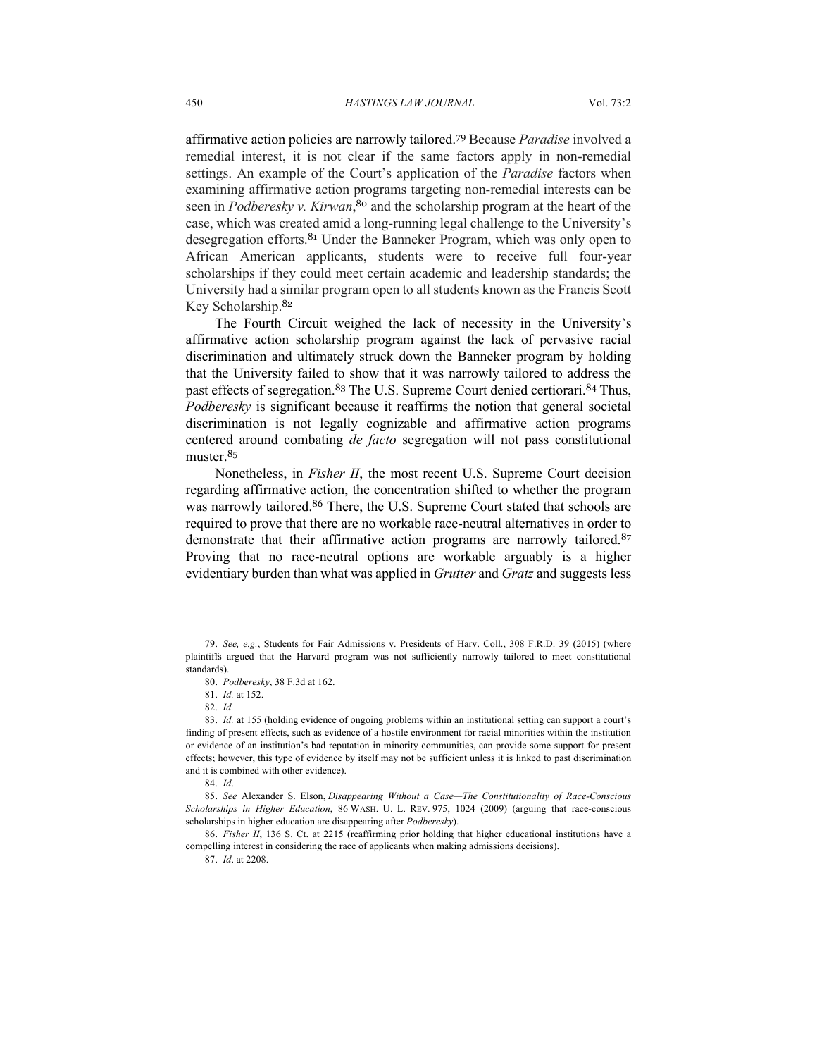affirmative action policies are narrowly tailored.[79] Because *Paradise* involved a remedial interest, it is not clear if the same factors apply in non-remedial settings. An example of the Court's application of the *Paradise* factors when examining affirmative action programs targeting non-remedial interests can be seen in *Podberesky v. Kirwan*,[80] and the scholarship program at the heart of the case, which was created amid a long-running legal challenge to the University's desegregation efforts.[81] Under the Banneker Program, which was only open to African American applicants, students were to receive full four-year scholarships if they could meet certain academic and leadership standards; the University had a similar program open to all students known as the Francis Scott Key Scholarship.[82]

The Fourth Circuit weighed the lack of necessity in the University's affirmative action scholarship program against the lack of pervasive racial discrimination and ultimately struck down the Banneker program by holding that the University failed to show that it was narrowly tailored to address the past effects of segregation.[83] The U.S. Supreme Court denied certiorari.[84] Thus, *Podberesky* is significant because it reaffirms the notion that general societal discrimination is not legally cognizable and affirmative action programs centered around combating *de facto* segregation will not pass constitutional muster.[85]

Nonetheless, in *Fisher II*, the most recent U.S. Supreme Court decision regarding affirmative action, the concentration shifted to whether the program was narrowly tailored.[86] There, the U.S. Supreme Court stated that schools are required to prove that there are no workable race-neutral alternatives in order to demonstrate that their affirmative action programs are narrowly tailored.[87] Proving that no race-neutral options are workable arguably is a higher evidentiary burden than what was applied in *Grutter* and *Gratz* and suggests less

---

79. *See, e.g.*, Students for Fair Admissions v. Presidents of Harv. Coll., 308 F.R.D. 39 (2015) (where plaintiffs argued that the Harvard program was not sufficiently narrowly tailored to meet constitutional standards).

80. *Podberesky*, 38 F.3d at 162.

81. *Id.* at 152.

82. *Id.*

83. *Id.* at 155 (holding evidence of ongoing problems within an institutional setting can support a court's finding of present effects, such as evidence of a hostile environment for racial minorities within the institution or evidence of an institution's bad reputation in minority communities, can provide some support for present effects; however, this type of evidence by itself may not be sufficient unless it is linked to past discrimination and it is combined with other evidence).

84. *Id*.

85. *See* Alexander S. Elson, *Disappearing Without a Case—The Constitutionality of Race-Conscious Scholarships in Higher Education*, 86 WASH. U. L. REV. 975, 1024 (2009) (arguing that race-conscious scholarships in higher education are disappearing after *Podberesky*).

86. *Fisher II*, 136 S. Ct. at 2215 (reaffirming prior holding that higher educational institutions have a compelling interest in considering the race of applicants when making admissions decisions).

87. *Id*. at 2208.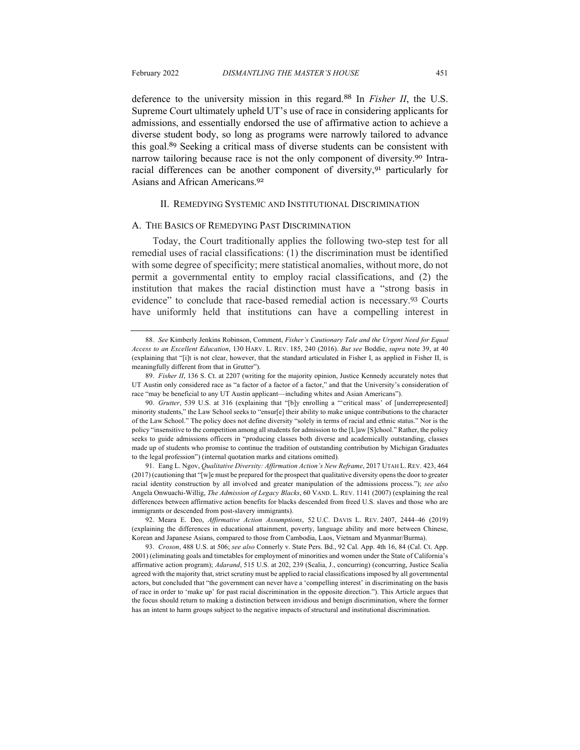deference to the university mission in this regard.[88] In *Fisher II*, the U.S. Supreme Court ultimately upheld UT's use of race in considering applicants for admissions, and essentially endorsed the use of affirmative action to achieve a diverse student body, so long as programs were narrowly tailored to advance this goal.[89] Seeking a critical mass of diverse students can be consistent with narrow tailoring because race is not the only component of diversity.[90] Intra-racial differences can be another component of diversity,[91] particularly for Asians and African Americans.[92]

## II. REMEDYING SYSTEMIC AND INSTITUTIONAL DISCRIMINATION

### A. THE BASICS OF REMEDYING PAST DISCRIMINATION

Today, the Court traditionally applies the following two-step test for all remedial uses of racial classifications: (1) the discrimination must be identified with some degree of specificity; mere statistical anomalies, without more, do not permit a governmental entity to employ racial classifications, and (2) the institution that makes the racial distinction must have a "strong basis in evidence" to conclude that race-based remedial action is necessary.[93] Courts have uniformly held that institutions can have a compelling interest in

---

88. *See* Kimberly Jenkins Robinson, Comment, *Fisher's Cautionary Tale and the Urgent Need for Equal Access to an Excellent Education*, 130 HARV. L. REV. 185, 240 (2016). *But see* Boddie, *supra* note 39, at 40 (explaining that "[i]t is not clear, however, that the standard articulated in Fisher I, as applied in Fisher II, is meaningfully different from that in Grutter").

89. *Fisher II*, 136 S. Ct. at 2207 (writing for the majority opinion, Justice Kennedy accurately notes that UT Austin only considered race as "a factor of a factor of a factor," and that the University's consideration of race "may be beneficial to any UT Austin applicant—including whites and Asian Americans").

90. *Grutter*, 539 U.S. at 316 (explaining that "[b]y enrolling a "'critical mass' of [underrepresented] minority students," the Law School seeks to "ensur[e] their ability to make unique contributions to the character of the Law School." The policy does not define diversity "solely in terms of racial and ethnic status." Nor is the policy "insensitive to the competition among all students for admission to the [L]aw [S]chool." Rather, the policy seeks to guide admissions officers in "producing classes both diverse and academically outstanding, classes made up of students who promise to continue the tradition of outstanding contribution by Michigan Graduates to the legal profession") (internal quotation marks and citations omitted).

91. Eang L. Ngov, *Qualitative Diversity: Affirmation Action's New Reframe*, 2017 UTAH L. REV. 423, 464 (2017) (cautioning that "[w]e must be prepared for the prospect that qualitative diversity opens the door to greater racial identity construction by all involved and greater manipulation of the admissions process."); *see also* Angela Onwuachi-Willig, *The Admission of Legacy Blacks*, 60 VAND. L. REV. 1141 (2007) (explaining the real differences between affirmative action benefits for blacks descended from freed U.S. slaves and those who are immigrants or descended from post-slavery immigrants).

92. Meara E. Deo, *Affirmative Action Assumptions*, 52 U.C. DAVIS L. REV. 2407, 2444–46 (2019) (explaining the differences in educational attainment, poverty, language ability and more between Chinese, Korean and Japanese Asians, compared to those from Cambodia, Laos, Vietnam and Myanmar/Burma).

93. *Croson*, 488 U.S. at 506; *see also* Connerly v. State Pers. Bd., 92 Cal. App. 4th 16, 84 (Cal. Ct. App. 2001) (eliminating goals and timetables for employment of minorities and women under the State of California's affirmative action program); *Adarand*, 515 U.S. at 202, 239 (Scalia, J., concurring) (concurring, Justice Scalia agreed with the majority that, strict scrutiny must be applied to racial classifications imposed by all governmental actors, but concluded that "the government can never have a 'compelling interest' in discriminating on the basis of race in order to 'make up' for past racial discrimination in the opposite direction."). This Article argues that the focus should return to making a distinction between invidious and benign discrimination, where the former has an intent to harm groups subject to the negative impacts of structural and institutional discrimination.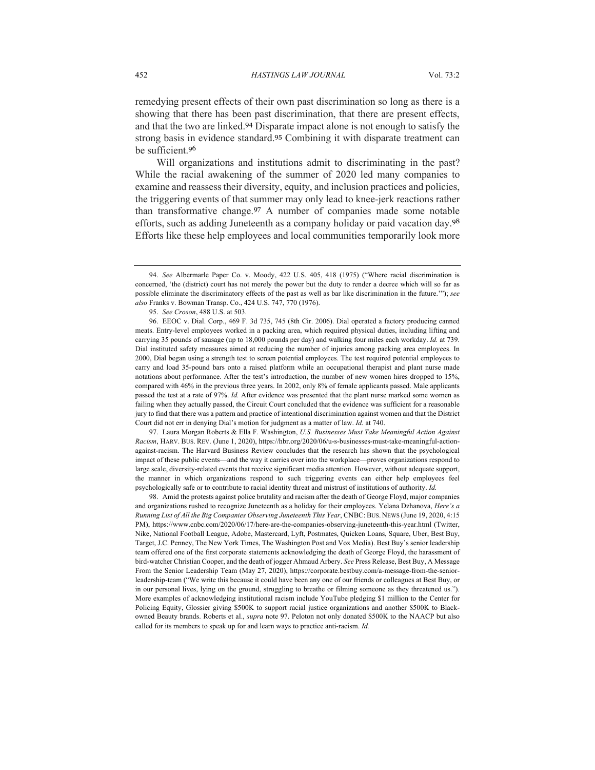remedying present effects of their own past discrimination so long as there is a showing that there has been past discrimination, that there are present effects, and that the two are linked.[94] Disparate impact alone is not enough to satisfy the strong basis in evidence standard.[95] Combining it with disparate treatment can be sufficient.[96]

Will organizations and institutions admit to discriminating in the past? While the racial awakening of the summer of 2020 led many companies to examine and reassess their diversity, equity, and inclusion practices and policies, the triggering events of that summer may only lead to knee-jerk reactions rather than transformative change.[97] A number of companies made some notable efforts, such as adding Juneteenth as a company holiday or paid vacation day.[98] Efforts like these help employees and local communities temporarily look more

---

94. *See* Albermarle Paper Co. v. Moody, 422 U.S. 405, 418 (1975) ("Where racial discrimination is concerned, 'the (district) court has not merely the power but the duty to render a decree which will so far as possible eliminate the discriminatory effects of the past as well as bar like discrimination in the future.'"); *see also* Franks v. Bowman Transp. Co., 424 U.S. 747, 770 (1976).

95. *See Croson*, 488 U.S. at 503.

96. EEOC v. Dial. Corp., 469 F. 3d 735, 745 (8th Cir. 2006). Dial operated a factory producing canned meats. Entry-level employees worked in a packing area, which required physical duties, including lifting and carrying 35 pounds of sausage (up to 18,000 pounds per day) and walking four miles each workday. *Id.* at 739. Dial instituted safety measures aimed at reducing the number of injuries among packing area employees. In 2000, Dial began using a strength test to screen potential employees. The test required potential employees to carry and load 35-pound bars onto a raised platform while an occupational therapist and plant nurse made notations about performance. After the test's introduction, the number of new women hires dropped to 15%, compared with 46% in the previous three years. In 2002, only 8% of female applicants passed. Male applicants passed the test at a rate of 97%. *Id.* After evidence was presented that the plant nurse marked some women as failing when they actually passed, the Circuit Court concluded that the evidence was sufficient for a reasonable jury to find that there was a pattern and practice of intentional discrimination against women and that the District Court did not err in denying Dial's motion for judgment as a matter of law. *Id.* at 740.

97. Laura Morgan Roberts & Ella F. Washington, *U.S. Businesses Must Take Meaningful Action Against Racism*, HARV. BUS. REV. (June 1, 2020), https://hbr.org/2020/06/u-s-businesses-must-take-meaningful-action-against-racism. The Harvard Business Review concludes that the research has shown that the psychological impact of these public events—and the way it carries over into the workplace—proves organizations respond to large scale, diversity-related events that receive significant media attention. However, without adequate support, the manner in which organizations respond to such triggering events can either help employees feel psychologically safe or to contribute to racial identity threat and mistrust of institutions of authority. *Id.*

98. Amid the protests against police brutality and racism after the death of George Floyd, major companies and organizations rushed to recognize Juneteenth as a holiday for their employees. Yelana Dzhanova, *Here's a Running List of All the Big Companies Observing Juneteenth This Year*, CNBC: BUS. NEWS (June 19, 2020, 4:15 PM), https://www.cnbc.com/2020/06/17/here-are-the-companies-observing-juneteenth-this-year.html (Twitter, Nike, National Football League, Adobe, Mastercard, Lyft, Postmates, Quicken Loans, Square, Uber, Best Buy, Target, J.C. Penney, The New York Times, The Washington Post and Vox Media). Best Buy's senior leadership team offered one of the first corporate statements acknowledging the death of George Floyd, the harassment of bird-watcher Christian Cooper, and the death of jogger Ahmaud Arbery. *See* Press Release, Best Buy, A Message From the Senior Leadership Team (May 27, 2020), https://corporate.bestbuy.com/a-message-from-the-senior-leadership-team ("We write this because it could have been any one of our friends or colleagues at Best Buy, or in our personal lives, lying on the ground, struggling to breathe or filming someone as they threatened us."). More examples of acknowledging institutional racism include YouTube pledging $1 million to the Center for Policing Equity, Glossier giving $500K to support racial justice organizations and another $500K to Black-owned Beauty brands. Roberts et al., *supra* note 97. Peloton not only donated $500K to the NAACP but also called for its members to speak up for and learn ways to practice anti-racism. *Id.*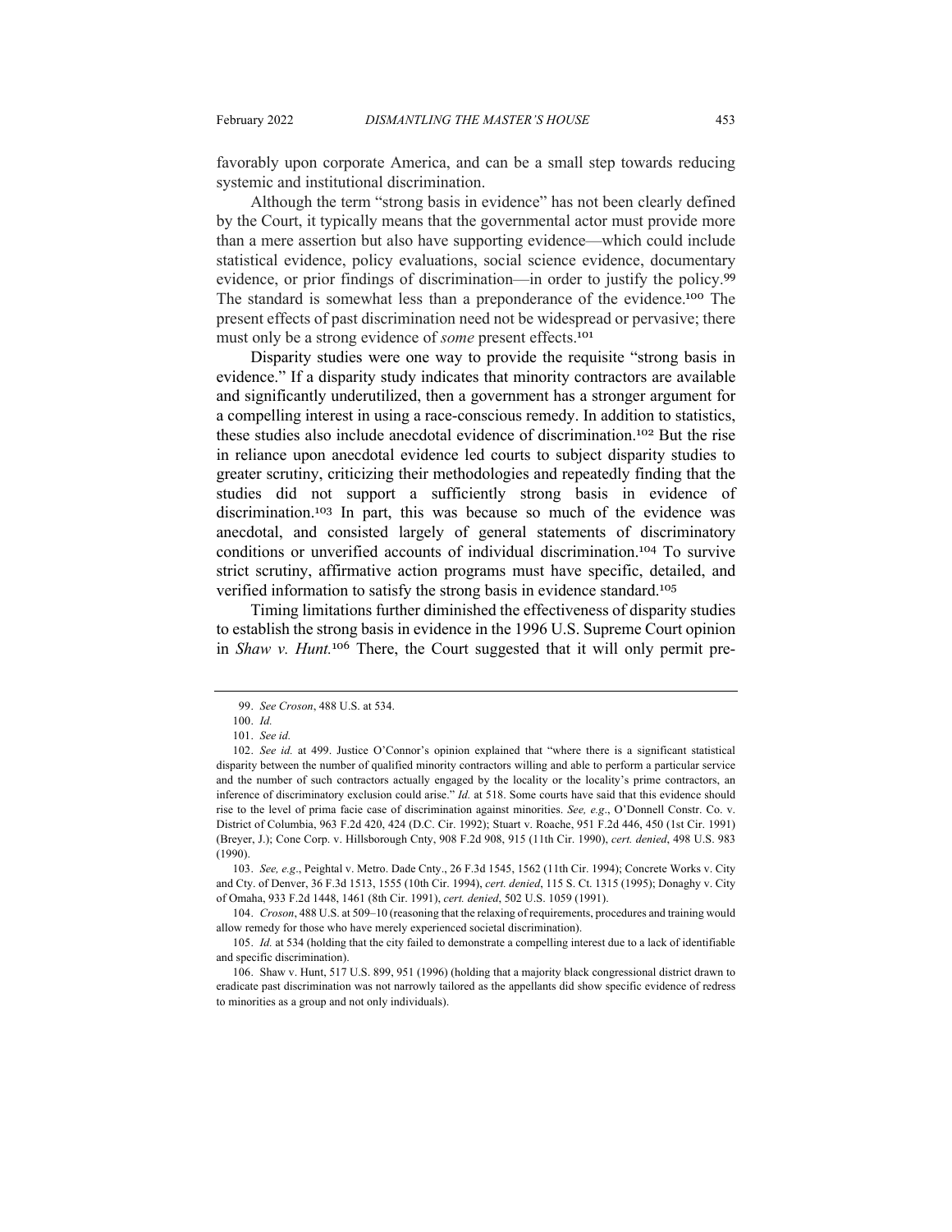favorably upon corporate America, and can be a small step towards reducing systemic and institutional discrimination.

Although the term "strong basis in evidence" has not been clearly defined by the Court, it typically means that the governmental actor must provide more than a mere assertion but also have supporting evidence—which could include statistical evidence, policy evaluations, social science evidence, documentary evidence, or prior findings of discrimination—in order to justify the policy.[99] The standard is somewhat less than a preponderance of the evidence.[100] The present effects of past discrimination need not be widespread or pervasive; there must only be a strong evidence of *some* present effects.[101]

Disparity studies were one way to provide the requisite "strong basis in evidence." If a disparity study indicates that minority contractors are available and significantly underutilized, then a government has a stronger argument for a compelling interest in using a race-conscious remedy. In addition to statistics, these studies also include anecdotal evidence of discrimination.[102] But the rise in reliance upon anecdotal evidence led courts to subject disparity studies to greater scrutiny, criticizing their methodologies and repeatedly finding that the studies did not support a sufficiently strong basis in evidence of discrimination.[103] In part, this was because so much of the evidence was anecdotal, and consisted largely of general statements of discriminatory conditions or unverified accounts of individual discrimination.[104] To survive strict scrutiny, affirmative action programs must have specific, detailed, and verified information to satisfy the strong basis in evidence standard.[105]

Timing limitations further diminished the effectiveness of disparity studies to establish the strong basis in evidence in the 1996 U.S. Supreme Court opinion in *Shaw v. Hunt.*[106] There, the Court suggested that it will only permit pre-

---

99. *See Croson*, 488 U.S. at 534.

100. *Id.*

101. *See id.*

102. *See id.* at 499. Justice O'Connor's opinion explained that "where there is a significant statistical disparity between the number of qualified minority contractors willing and able to perform a particular service and the number of such contractors actually engaged by the locality or the locality's prime contractors, an inference of discriminatory exclusion could arise." *Id.* at 518. Some courts have said that this evidence should rise to the level of prima facie case of discrimination against minorities. *See, e.g*., O'Donnell Constr. Co. v. District of Columbia, 963 F.2d 420, 424 (D.C. Cir. 1992); Stuart v. Roache, 951 F.2d 446, 450 (1st Cir. 1991) (Breyer, J.); Cone Corp. v. Hillsborough Cnty, 908 F.2d 908, 915 (11th Cir. 1990), *cert. denied*, 498 U.S. 983 (1990).

103. *See, e.g*., Peightal v. Metro. Dade Cnty., 26 F.3d 1545, 1562 (11th Cir. 1994); Concrete Works v. City and Cty. of Denver, 36 F.3d 1513, 1555 (10th Cir. 1994), *cert. denied*, 115 S. Ct. 1315 (1995); Donaghy v. City of Omaha, 933 F.2d 1448, 1461 (8th Cir. 1991), *cert. denied*, 502 U.S. 1059 (1991).

104. *Croson*, 488 U.S. at 509–10 (reasoning that the relaxing of requirements, procedures and training would allow remedy for those who have merely experienced societal discrimination).

105. *Id.* at 534 (holding that the city failed to demonstrate a compelling interest due to a lack of identifiable and specific discrimination).

106. Shaw v. Hunt, 517 U.S. 899, 951 (1996) (holding that a majority black congressional district drawn to eradicate past discrimination was not narrowly tailored as the appellants did show specific evidence of redress to minorities as a group and not only individuals).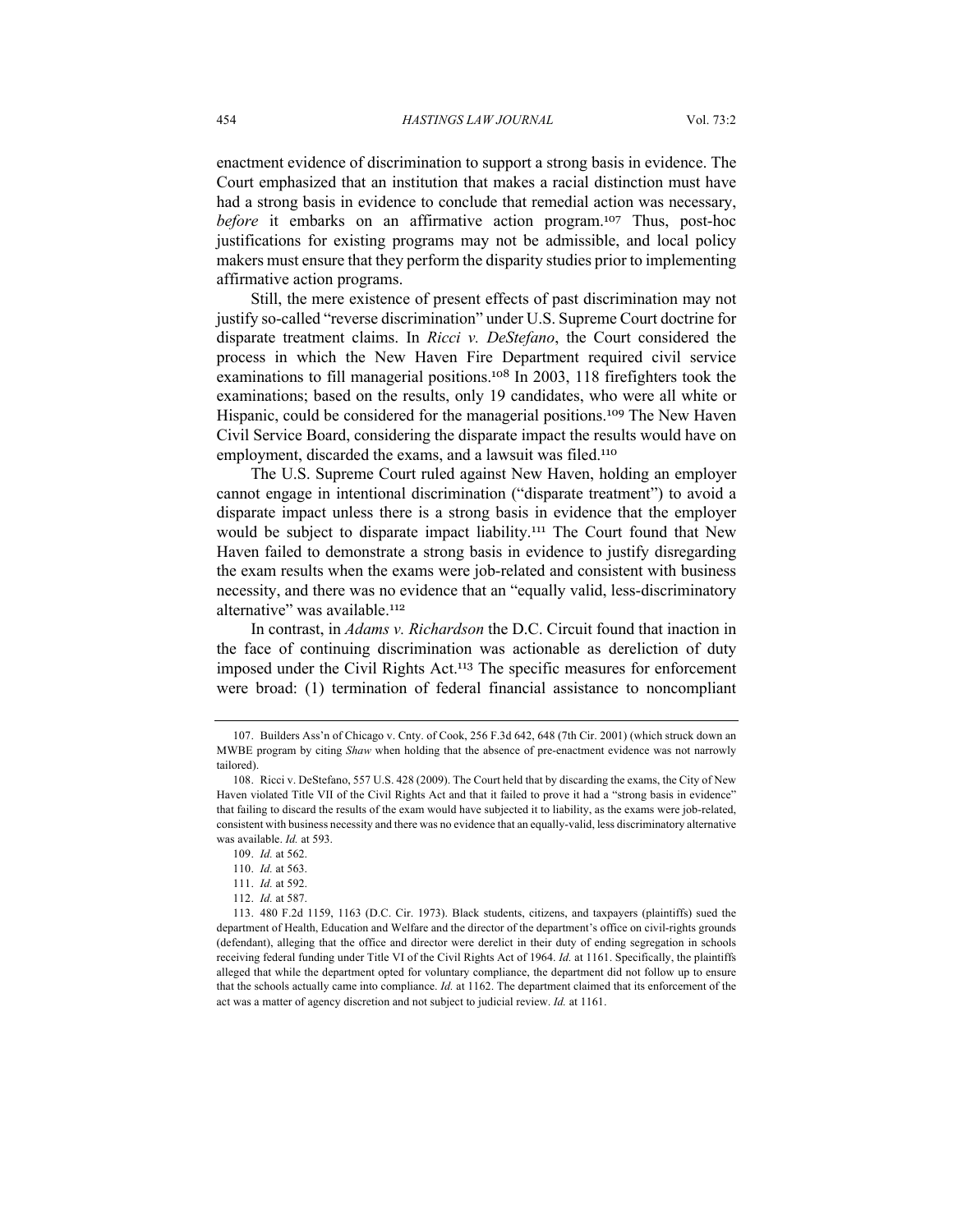enactment evidence of discrimination to support a strong basis in evidence. The Court emphasized that an institution that makes a racial distinction must have had a strong basis in evidence to conclude that remedial action was necessary, *before* it embarks on an affirmative action program.[107] Thus, post-hoc justifications for existing programs may not be admissible, and local policy makers must ensure that they perform the disparity studies prior to implementing affirmative action programs.

Still, the mere existence of present effects of past discrimination may not justify so-called "reverse discrimination" under U.S. Supreme Court doctrine for disparate treatment claims. In *Ricci v. DeStefano*, the Court considered the process in which the New Haven Fire Department required civil service examinations to fill managerial positions.[108] In 2003, 118 firefighters took the examinations; based on the results, only 19 candidates, who were all white or Hispanic, could be considered for the managerial positions.[109] The New Haven Civil Service Board, considering the disparate impact the results would have on employment, discarded the exams, and a lawsuit was filed.[110]

The U.S. Supreme Court ruled against New Haven, holding an employer cannot engage in intentional discrimination ("disparate treatment") to avoid a disparate impact unless there is a strong basis in evidence that the employer would be subject to disparate impact liability.[111] The Court found that New Haven failed to demonstrate a strong basis in evidence to justify disregarding the exam results when the exams were job-related and consistent with business necessity, and there was no evidence that an "equally valid, less-discriminatory alternative" was available.[112]

In contrast, in *Adams v. Richardson* the D.C. Circuit found that inaction in the face of continuing discrimination was actionable as dereliction of duty imposed under the Civil Rights Act.[113] The specific measures for enforcement were broad: (1) termination of federal financial assistance to noncompliant

---

107. Builders Ass'n of Chicago v. Cnty. of Cook, 256 F.3d 642, 648 (7th Cir. 2001) (which struck down an MWBE program by citing *Shaw* when holding that the absence of pre-enactment evidence was not narrowly tailored).

108. Ricci v. DeStefano, 557 U.S. 428 (2009). The Court held that by discarding the exams, the City of New Haven violated Title VII of the Civil Rights Act and that it failed to prove it had a "strong basis in evidence" that failing to discard the results of the exam would have subjected it to liability, as the exams were job-related, consistent with business necessity and there was no evidence that an equally-valid, less discriminatory alternative was available. *Id.* at 593.

109. *Id.* at 562.

110. *Id.* at 563.

111. *Id.* at 592.

112. *Id.* at 587.

113. 480 F.2d 1159, 1163 (D.C. Cir. 1973). Black students, citizens, and taxpayers (plaintiffs) sued the department of Health, Education and Welfare and the director of the department's office on civil-rights grounds (defendant), alleging that the office and director were derelict in their duty of ending segregation in schools receiving federal funding under Title VI of the Civil Rights Act of 1964. *Id.* at 1161. Specifically, the plaintiffs alleged that while the department opted for voluntary compliance, the department did not follow up to ensure that the schools actually came into compliance. *Id.* at 1162. The department claimed that its enforcement of the act was a matter of agency discretion and not subject to judicial review. *Id.* at 1161.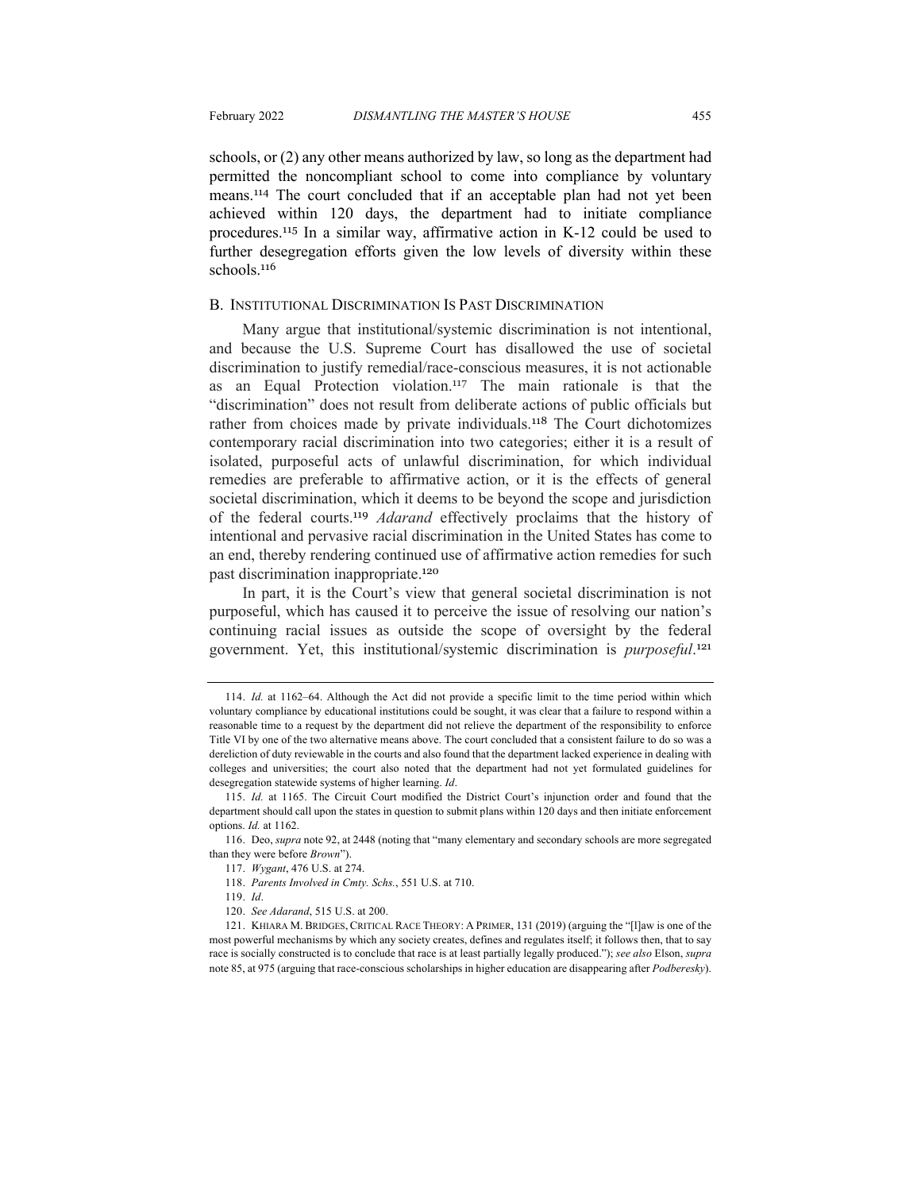schools, or (2) any other means authorized by law, so long as the department had permitted the noncompliant school to come into compliance by voluntary means.[114] The court concluded that if an acceptable plan had not yet been achieved within 120 days, the department had to initiate compliance procedures.[115] In a similar way, affirmative action in K-12 could be used to further desegregation efforts given the low levels of diversity within these schools.[116]

### B. INSTITUTIONAL DISCRIMINATION IS PAST DISCRIMINATION

Many argue that institutional/systemic discrimination is not intentional, and because the U.S. Supreme Court has disallowed the use of societal discrimination to justify remedial/race-conscious measures, it is not actionable as an Equal Protection violation.[117] The main rationale is that the "discrimination" does not result from deliberate actions of public officials but rather from choices made by private individuals.[118] The Court dichotomizes contemporary racial discrimination into two categories; either it is a result of isolated, purposeful acts of unlawful discrimination, for which individual remedies are preferable to affirmative action, or it is the effects of general societal discrimination, which it deems to be beyond the scope and jurisdiction of the federal courts.[119] *Adarand* effectively proclaims that the history of intentional and pervasive racial discrimination in the United States has come to an end, thereby rendering continued use of affirmative action remedies for such past discrimination inappropriate.[120]

In part, it is the Court's view that general societal discrimination is not purposeful, which has caused it to perceive the issue of resolving our nation's continuing racial issues as outside the scope of oversight by the federal government. Yet, this institutional/systemic discrimination is *purposeful*.[121]

---

114. *Id.* at 1162–64. Although the Act did not provide a specific limit to the time period within which voluntary compliance by educational institutions could be sought, it was clear that a failure to respond within a reasonable time to a request by the department did not relieve the department of the responsibility to enforce Title VI by one of the two alternative means above. The court concluded that a consistent failure to do so was a dereliction of duty reviewable in the courts and also found that the department lacked experience in dealing with colleges and universities; the court also noted that the department had not yet formulated guidelines for desegregation statewide systems of higher learning. *Id*.

115. *Id.* at 1165. The Circuit Court modified the District Court's injunction order and found that the department should call upon the states in question to submit plans within 120 days and then initiate enforcement options. *Id.* at 1162.

116. Deo, *supra* note 92, at 2448 (noting that "many elementary and secondary schools are more segregated than they were before *Brown*").

117. *Wygant*, 476 U.S. at 274.

118. *Parents Involved in Cmty. Schs.*, 551 U.S. at 710.

119. *Id*.

120. *See Adarand*, 515 U.S. at 200.

121. KHIARA M. BRIDGES, CRITICAL RACE THEORY: A PRIMER, 131 (2019) (arguing the "[l]aw is one of the most powerful mechanisms by which any society creates, defines and regulates itself; it follows then, that to say race is socially constructed is to conclude that race is at least partially legally produced."); *see also* Elson, *supra* note 85, at 975 (arguing that race-conscious scholarships in higher education are disappearing after *Podberesky*).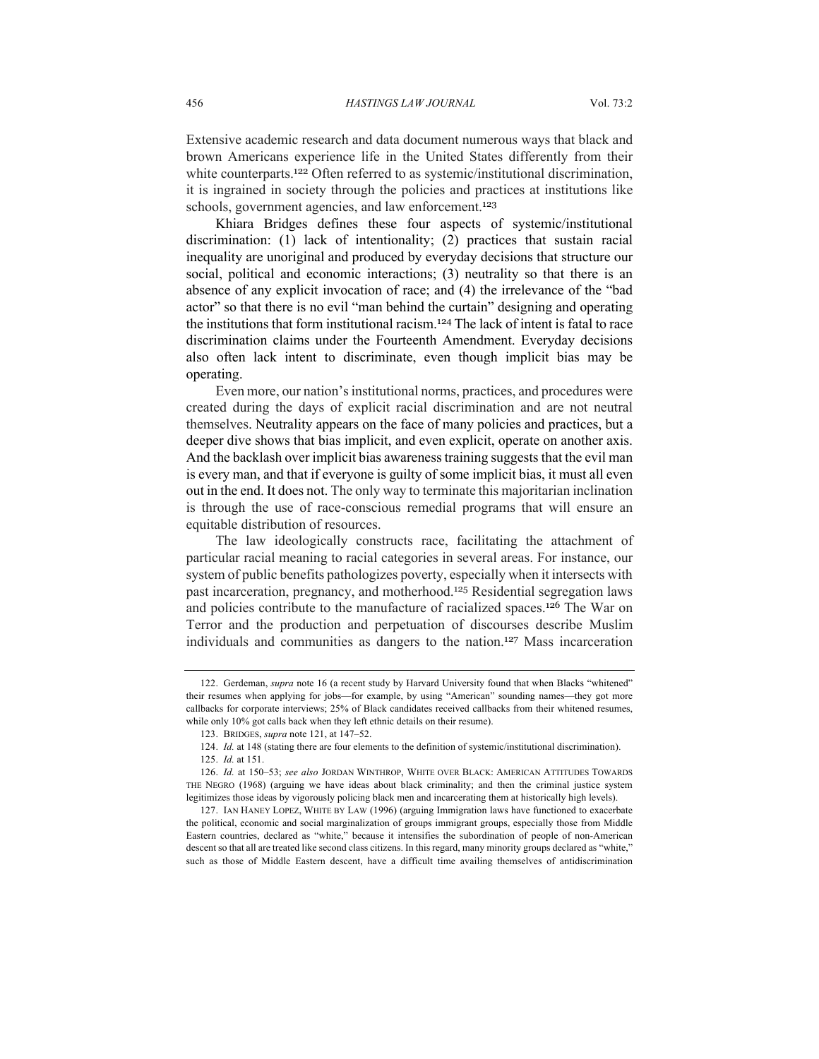Extensive academic research and data document numerous ways that black and brown Americans experience life in the United States differently from their white counterparts.[122] Often referred to as systemic/institutional discrimination, it is ingrained in society through the policies and practices at institutions like schools, government agencies, and law enforcement.[123]

Khiara Bridges defines these four aspects of systemic/institutional discrimination: (1) lack of intentionality; (2) practices that sustain racial inequality are unoriginal and produced by everyday decisions that structure our social, political and economic interactions; (3) neutrality so that there is an absence of any explicit invocation of race; and (4) the irrelevance of the "bad actor" so that there is no evil "man behind the curtain" designing and operating the institutions that form institutional racism.[124] The lack of intent is fatal to race discrimination claims under the Fourteenth Amendment. Everyday decisions also often lack intent to discriminate, even though implicit bias may be operating.

Even more, our nation's institutional norms, practices, and procedures were created during the days of explicit racial discrimination and are not neutral themselves. Neutrality appears on the face of many policies and practices, but a deeper dive shows that bias implicit, and even explicit, operate on another axis. And the backlash over implicit bias awareness training suggests that the evil man is every man, and that if everyone is guilty of some implicit bias, it must all even out in the end. It does not. The only way to terminate this majoritarian inclination is through the use of race-conscious remedial programs that will ensure an equitable distribution of resources.

The law ideologically constructs race, facilitating the attachment of particular racial meaning to racial categories in several areas. For instance, our system of public benefits pathologizes poverty, especially when it intersects with past incarceration, pregnancy, and motherhood.[125] Residential segregation laws and policies contribute to the manufacture of racialized spaces.[126] The War on Terror and the production and perpetuation of discourses describe Muslim individuals and communities as dangers to the nation.[127] Mass incarceration

---

122. Gerdeman, *supra* note 16 (a recent study by Harvard University found that when Blacks "whitened" their resumes when applying for jobs—for example, by using "American" sounding names—they got more callbacks for corporate interviews; 25% of Black candidates received callbacks from their whitened resumes, while only 10% got calls back when they left ethnic details on their resume).

123. BRIDGES, *supra* note 121, at 147–52.

124. *Id.* at 148 (stating there are four elements to the definition of systemic/institutional discrimination).

125. *Id.* at 151.

126. *Id.* at 150–53; *see also* JORDAN WINTHROP, WHITE OVER BLACK: AMERICAN ATTITUDES TOWARDS THE NEGRO (1968) (arguing we have ideas about black criminality; and then the criminal justice system legitimizes those ideas by vigorously policing black men and incarcerating them at historically high levels).

127. IAN HANEY LOPEZ, WHITE BY LAW (1996) (arguing Immigration laws have functioned to exacerbate the political, economic and social marginalization of groups immigrant groups, especially those from Middle Eastern countries, declared as "white," because it intensifies the subordination of people of non-American descent so that all are treated like second class citizens. In this regard, many minority groups declared as "white," such as those of Middle Eastern descent, have a difficult time availing themselves of antidiscrimination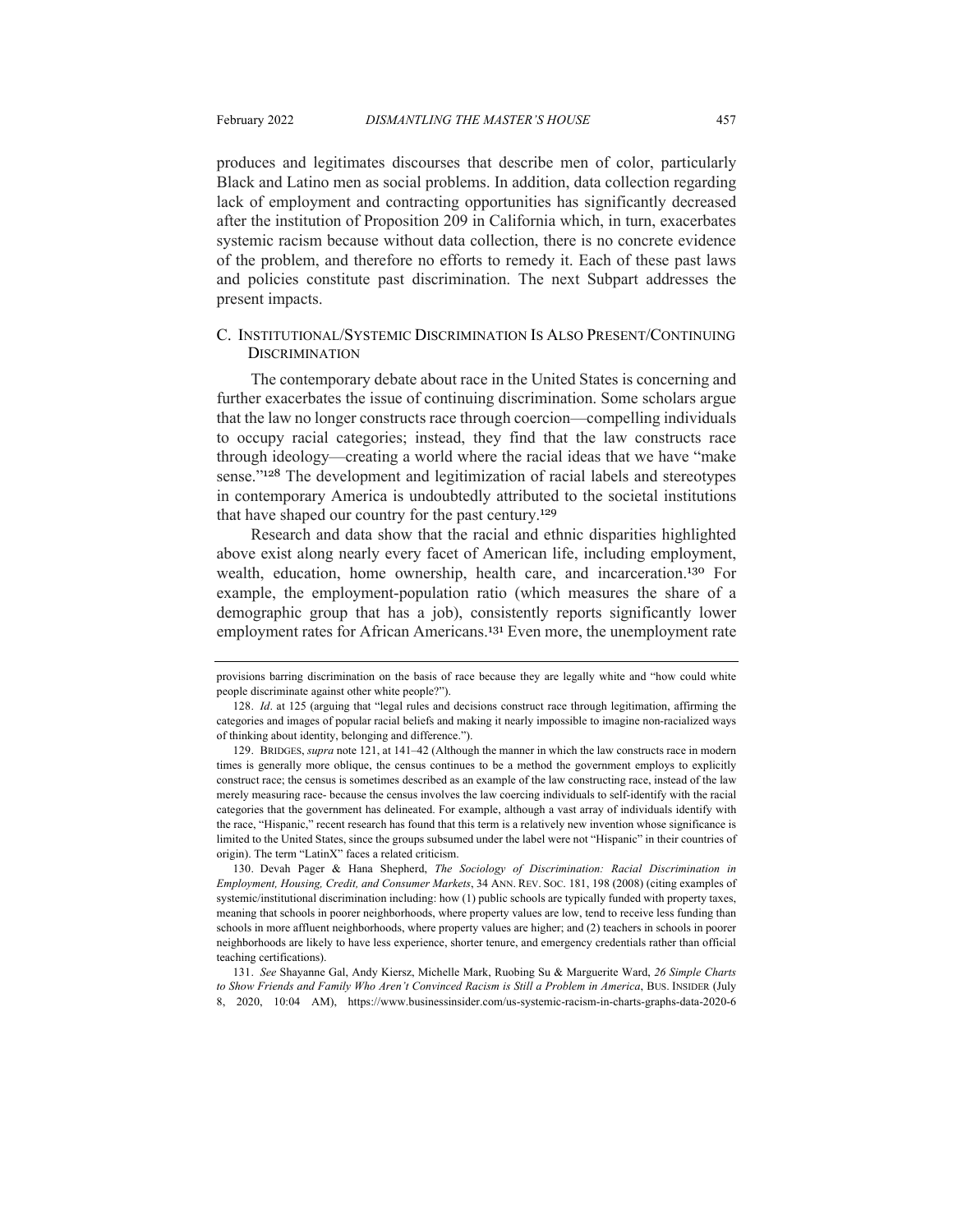produces and legitimates discourses that describe men of color, particularly Black and Latino men as social problems. In addition, data collection regarding lack of employment and contracting opportunities has significantly decreased after the institution of Proposition 209 in California which, in turn, exacerbates systemic racism because without data collection, there is no concrete evidence of the problem, and therefore no efforts to remedy it. Each of these past laws and policies constitute past discrimination. The next Subpart addresses the present impacts.

### C. Institutional/Systemic Discrimination Is Also Present/Continuing Discrimination

The contemporary debate about race in the United States is concerning and further exacerbates the issue of continuing discrimination. Some scholars argue that the law no longer constructs race through coercion—compelling individuals to occupy racial categories; instead, they find that the law constructs race through ideology—creating a world where the racial ideas that we have "make sense."[128] The development and legitimization of racial labels and stereotypes in contemporary America is undoubtedly attributed to the societal institutions that have shaped our country for the past century.[129]

Research and data show that the racial and ethnic disparities highlighted above exist along nearly every facet of American life, including employment, wealth, education, home ownership, health care, and incarceration.[130] For example, the employment-population ratio (which measures the share of a demographic group that has a job), consistently reports significantly lower employment rates for African Americans.[131] Even more, the unemployment rate

---

provisions barring discrimination on the basis of race because they are legally white and "how could white people discriminate against other white people?").

128. *Id*. at 125 (arguing that "legal rules and decisions construct race through legitimation, affirming the categories and images of popular racial beliefs and making it nearly impossible to imagine non-racialized ways of thinking about identity, belonging and difference.").

129. Bridges, *supra* note 121, at 141–42 (Although the manner in which the law constructs race in modern times is generally more oblique, the census continues to be a method the government employs to explicitly construct race; the census is sometimes described as an example of the law constructing race, instead of the law merely measuring race- because the census involves the law coercing individuals to self-identify with the racial categories that the government has delineated. For example, although a vast array of individuals identify with the race, "Hispanic," recent research has found that this term is a relatively new invention whose significance is limited to the United States, since the groups subsumed under the label were not "Hispanic" in their countries of origin). The term "LatinX" faces a related criticism.

130. Devah Pager & Hana Shepherd, *The Sociology of Discrimination: Racial Discrimination in Employment, Housing, Credit, and Consumer Markets*, 34 Ann. Rev. Soc. 181, 198 (2008) (citing examples of systemic/institutional discrimination including: how (1) public schools are typically funded with property taxes, meaning that schools in poorer neighborhoods, where property values are low, tend to receive less funding than schools in more affluent neighborhoods, where property values are higher; and (2) teachers in schools in poorer neighborhoods are likely to have less experience, shorter tenure, and emergency credentials rather than official teaching certifications).

131. *See* Shayanne Gal, Andy Kiersz, Michelle Mark, Ruobing Su & Marguerite Ward, *26 Simple Charts to Show Friends and Family Who Aren't Convinced Racism is Still a Problem in America*, Bus. Insider (July 8, 2020, 10:04 AM), https://www.businessinsider.com/us-systemic-racism-in-charts-graphs-data-2020-6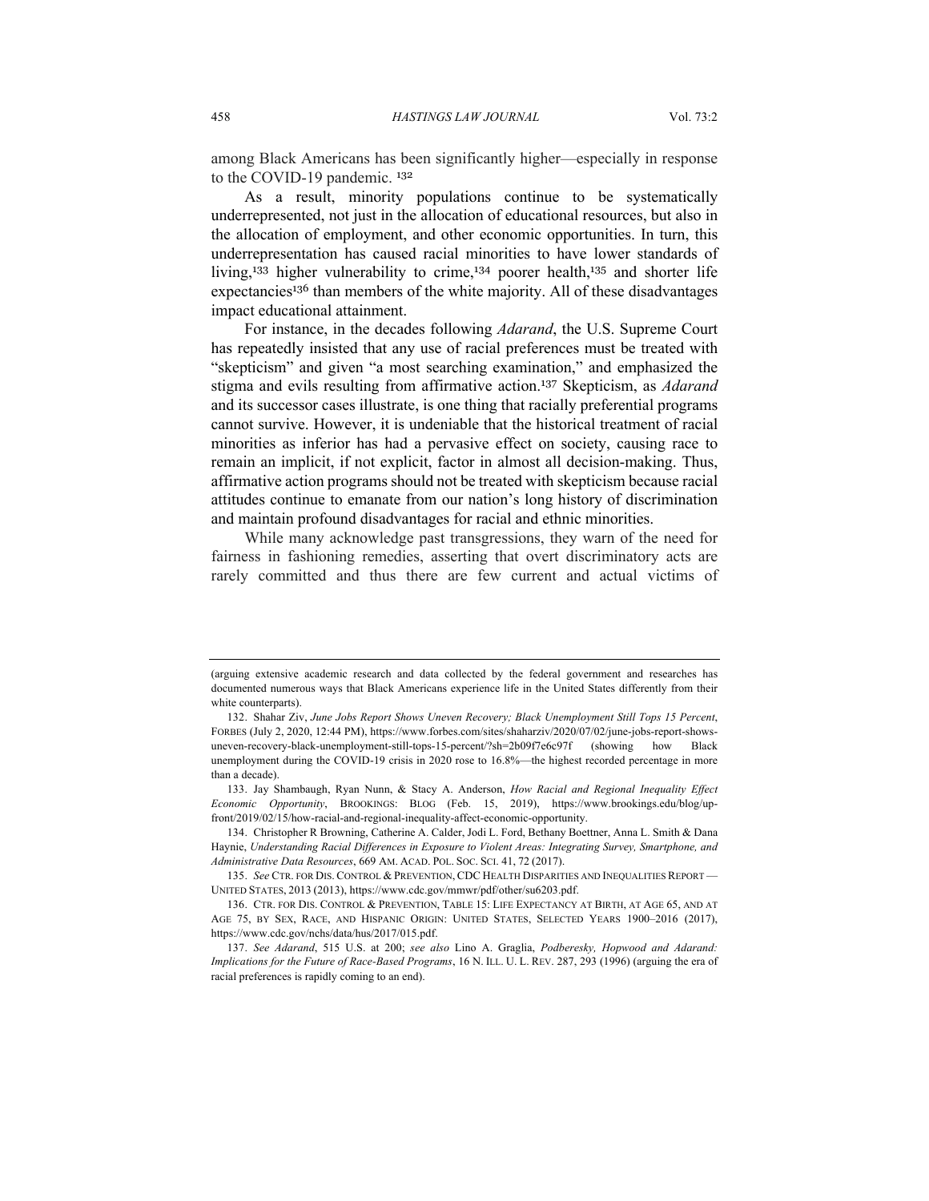among Black Americans has been significantly higher—especially in response to the COVID-19 pandemic. [132]

As a result, minority populations continue to be systematically underrepresented, not just in the allocation of educational resources, but also in the allocation of employment, and other economic opportunities. In turn, this underrepresentation has caused racial minorities to have lower standards of living,[133] higher vulnerability to crime,[134] poorer health,[135] and shorter life expectancies[136] than members of the white majority. All of these disadvantages impact educational attainment.

For instance, in the decades following *Adarand*, the U.S. Supreme Court has repeatedly insisted that any use of racial preferences must be treated with "skepticism" and given "a most searching examination," and emphasized the stigma and evils resulting from affirmative action.[137] Skepticism, as *Adarand* and its successor cases illustrate, is one thing that racially preferential programs cannot survive. However, it is undeniable that the historical treatment of racial minorities as inferior has had a pervasive effect on society, causing race to remain an implicit, if not explicit, factor in almost all decision-making. Thus, affirmative action programs should not be treated with skepticism because racial attitudes continue to emanate from our nation's long history of discrimination and maintain profound disadvantages for racial and ethnic minorities.

While many acknowledge past transgressions, they warn of the need for fairness in fashioning remedies, asserting that overt discriminatory acts are rarely committed and thus there are few current and actual victims of

---

(arguing extensive academic research and data collected by the federal government and researches has documented numerous ways that Black Americans experience life in the United States differently from their white counterparts).

132. Shahar Ziv, *June Jobs Report Shows Uneven Recovery; Black Unemployment Still Tops 15 Percent*, FORBES (July 2, 2020, 12:44 PM), https://www.forbes.com/sites/shaharziv/2020/07/02/june-jobs-report-shows-uneven-recovery-black-unemployment-still-tops-15-percent/?sh=2b09f7e6c97f (showing how Black unemployment during the COVID-19 crisis in 2020 rose to 16.8%—the highest recorded percentage in more than a decade).

133. Jay Shambaugh, Ryan Nunn, & Stacy A. Anderson, *How Racial and Regional Inequality Effect Economic Opportunity*, BROOKINGS: BLOG (Feb. 15, 2019), https://www.brookings.edu/blog/up-front/2019/02/15/how-racial-and-regional-inequality-affect-economic-opportunity.

134. Christopher R Browning, Catherine A. Calder, Jodi L. Ford, Bethany Boettner, Anna L. Smith & Dana Haynie, *Understanding Racial Differences in Exposure to Violent Areas: Integrating Survey, Smartphone, and Administrative Data Resources*, 669 AM. ACAD. POL. SOC. SCI. 41, 72 (2017).

135. *See* CTR. FOR DIS. CONTROL & PREVENTION, CDC HEALTH DISPARITIES AND INEQUALITIES REPORT — UNITED STATES, 2013 (2013), https://www.cdc.gov/mmwr/pdf/other/su6203.pdf.

136. CTR. FOR DIS. CONTROL & PREVENTION, TABLE 15: LIFE EXPECTANCY AT BIRTH, AT AGE 65, AND AT AGE 75, BY SEX, RACE, AND HISPANIC ORIGIN: UNITED STATES, SELECTED YEARS 1900–2016 (2017), https://www.cdc.gov/nchs/data/hus/2017/015.pdf.

137. *See Adarand*, 515 U.S. at 200; *see also* Lino A. Graglia, *Podberesky, Hopwood and Adarand: Implications for the Future of Race-Based Programs*, 16 N. ILL. U. L. REV. 287, 293 (1996) (arguing the era of racial preferences is rapidly coming to an end).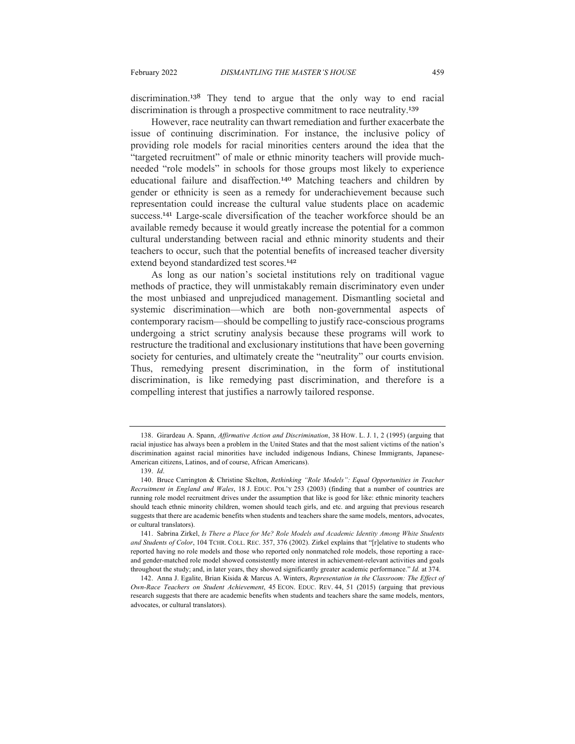discrimination.[138] They tend to argue that the only way to end racial discrimination is through a prospective commitment to race neutrality.[139]

However, race neutrality can thwart remediation and further exacerbate the issue of continuing discrimination. For instance, the inclusive policy of providing role models for racial minorities centers around the idea that the "targeted recruitment" of male or ethnic minority teachers will provide much-needed "role models" in schools for those groups most likely to experience educational failure and disaffection.[140] Matching teachers and children by gender or ethnicity is seen as a remedy for underachievement because such representation could increase the cultural value students place on academic success.[141] Large-scale diversification of the teacher workforce should be an available remedy because it would greatly increase the potential for a common cultural understanding between racial and ethnic minority students and their teachers to occur, such that the potential benefits of increased teacher diversity extend beyond standardized test scores.[142]

As long as our nation's societal institutions rely on traditional vague methods of practice, they will unmistakably remain discriminatory even under the most unbiased and unprejudiced management. Dismantling societal and systemic discrimination—which are both non-governmental aspects of contemporary racism—should be compelling to justify race-conscious programs undergoing a strict scrutiny analysis because these programs will work to restructure the traditional and exclusionary institutions that have been governing society for centuries, and ultimately create the "neutrality" our courts envision. Thus, remedying present discrimination, in the form of institutional discrimination, is like remedying past discrimination, and therefore is a compelling interest that justifies a narrowly tailored response.

---

138. Girardeau A. Spann, *Affirmative Action and Discrimination*, 38 HOW. L. J. 1, 2 (1995) (arguing that racial injustice has always been a problem in the United States and that the most salient victims of the nation's discrimination against racial minorities have included indigenous Indians, Chinese Immigrants, Japanese-American citizens, Latinos, and of course, African Americans).

139. *Id*.

140. Bruce Carrington & Christine Skelton, *Rethinking "Role Models": Equal Opportunities in Teacher Recruitment in England and Wales*, 18 J. EDUC. POL'Y 253 (2003) (finding that a number of countries are running role model recruitment drives under the assumption that like is good for like: ethnic minority teachers should teach ethnic minority children, women should teach girls, and etc. and arguing that previous research suggests that there are academic benefits when students and teachers share the same models, mentors, advocates, or cultural translators).

141. Sabrina Zirkel, *Is There a Place for Me? Role Models and Academic Identity Among White Students and Students of Color*, 104 TCHR. COLL. REC. 357, 376 (2002). Zirkel explains that "[r]elative to students who reported having no role models and those who reported only nonmatched role models, those reporting a race- and gender-matched role model showed consistently more interest in achievement-relevant activities and goals throughout the study; and, in later years, they showed significantly greater academic performance." *Id.* at 374.

142. Anna J. Egalite, Brian Kisida & Marcus A. Winters, *Representation in the Classroom: The Effect of Own-Race Teachers on Student Achievement*, 45 ECON. EDUC. REV. 44, 51 (2015) (arguing that previous research suggests that there are academic benefits when students and teachers share the same models, mentors, advocates, or cultural translators).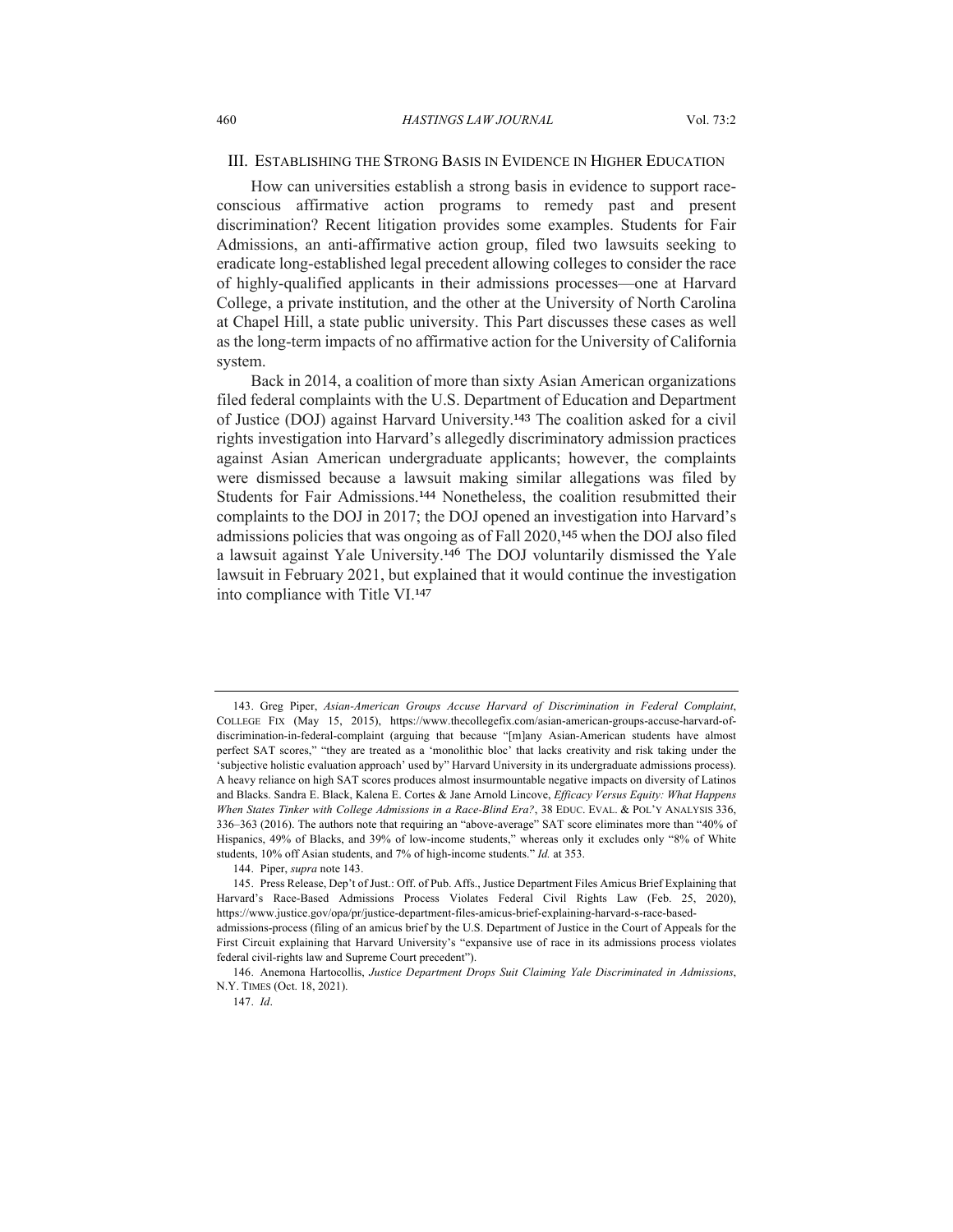## III. ESTABLISHING THE STRONG BASIS IN EVIDENCE IN HIGHER EDUCATION

How can universities establish a strong basis in evidence to support race-conscious affirmative action programs to remedy past and present discrimination? Recent litigation provides some examples. Students for Fair Admissions, an anti-affirmative action group, filed two lawsuits seeking to eradicate long-established legal precedent allowing colleges to consider the race of highly-qualified applicants in their admissions processes—one at Harvard College, a private institution, and the other at the University of North Carolina at Chapel Hill, a state public university. This Part discusses these cases as well as the long-term impacts of no affirmative action for the University of California system.

Back in 2014, a coalition of more than sixty Asian American organizations filed federal complaints with the U.S. Department of Education and Department of Justice (DOJ) against Harvard University.[143] The coalition asked for a civil rights investigation into Harvard's allegedly discriminatory admission practices against Asian American undergraduate applicants; however, the complaints were dismissed because a lawsuit making similar allegations was filed by Students for Fair Admissions.[144] Nonetheless, the coalition resubmitted their complaints to the DOJ in 2017; the DOJ opened an investigation into Harvard's admissions policies that was ongoing as of Fall 2020,[145] when the DOJ also filed a lawsuit against Yale University.[146] The DOJ voluntarily dismissed the Yale lawsuit in February 2021, but explained that it would continue the investigation into compliance with Title VI.[147]

---

143. Greg Piper, *Asian-American Groups Accuse Harvard of Discrimination in Federal Complaint*, COLLEGE FIX (May 15, 2015), https://www.thecollegefix.com/asian-american-groups-accuse-harvard-of-discrimination-in-federal-complaint (arguing that because "[m]any Asian-American students have almost perfect SAT scores," "they are treated as a 'monolithic bloc' that lacks creativity and risk taking under the 'subjective holistic evaluation approach' used by" Harvard University in its undergraduate admissions process). A heavy reliance on high SAT scores produces almost insurmountable negative impacts on diversity of Latinos and Blacks. Sandra E. Black, Kalena E. Cortes & Jane Arnold Lincove, *Efficacy Versus Equity: What Happens When States Tinker with College Admissions in a Race-Blind Era?*, 38 EDUC. EVAL. & POL'Y ANALYSIS 336, 336–363 (2016). The authors note that requiring an "above-average" SAT score eliminates more than "40% of Hispanics, 49% of Blacks, and 39% of low-income students," whereas only it excludes only "8% of White students, 10% off Asian students, and 7% of high-income students." *Id.* at 353.

144. Piper, *supra* note 143.

145. Press Release, Dep't of Just.: Off. of Pub. Affs., Justice Department Files Amicus Brief Explaining that Harvard's Race-Based Admissions Process Violates Federal Civil Rights Law (Feb. 25, 2020), https://www.justice.gov/opa/pr/justice-department-files-amicus-brief-explaining-harvard-s-race-based-admissions-process (filing of an amicus brief by the U.S. Department of Justice in the Court of Appeals for the First Circuit explaining that Harvard University's "expansive use of race in its admissions process violates federal civil-rights law and Supreme Court precedent").

146. Anemona Hartocollis, *Justice Department Drops Suit Claiming Yale Discriminated in Admissions*, N.Y. TIMES (Oct. 18, 2021).

147. *Id*.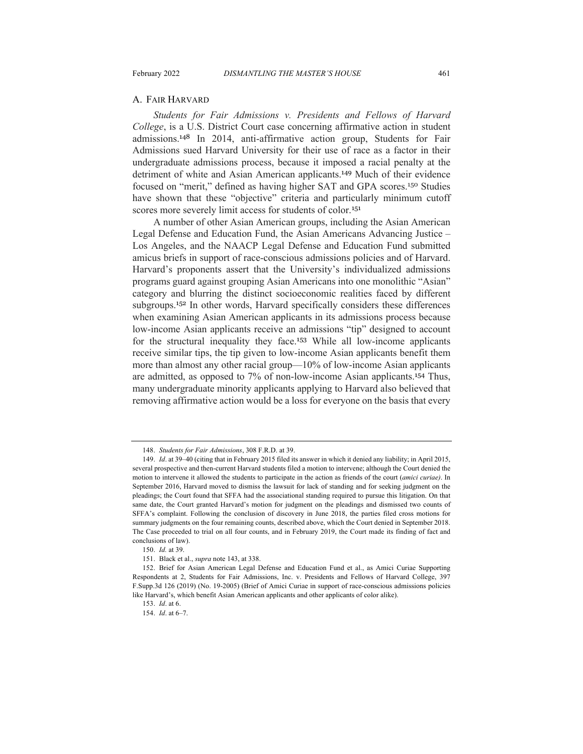## A. FAIR HARVARD

*Students for Fair Admissions v. Presidents and Fellows of Harvard College*, is a U.S. District Court case concerning affirmative action in student admissions.[148] In 2014, anti-affirmative action group, Students for Fair Admissions sued Harvard University for their use of race as a factor in their undergraduate admissions process, because it imposed a racial penalty at the detriment of white and Asian American applicants.[149] Much of their evidence focused on "merit," defined as having higher SAT and GPA scores.[150] Studies have shown that these "objective" criteria and particularly minimum cutoff scores more severely limit access for students of color.[151]

A number of other Asian American groups, including the Asian American Legal Defense and Education Fund, the Asian Americans Advancing Justice – Los Angeles, and the NAACP Legal Defense and Education Fund submitted amicus briefs in support of race-conscious admissions policies and of Harvard. Harvard's proponents assert that the University's individualized admissions programs guard against grouping Asian Americans into one monolithic "Asian" category and blurring the distinct socioeconomic realities faced by different subgroups.[152] In other words, Harvard specifically considers these differences when examining Asian American applicants in its admissions process because low-income Asian applicants receive an admissions "tip" designed to account for the structural inequality they face.[153] While all low-income applicants receive similar tips, the tip given to low-income Asian applicants benefit them more than almost any other racial group—10% of low-income Asian applicants are admitted, as opposed to 7% of non-low-income Asian applicants.[154] Thus, many undergraduate minority applicants applying to Harvard also believed that removing affirmative action would be a loss for everyone on the basis that every

---

148. *Students for Fair Admissions*, 308 F.R.D. at 39.

149. *Id*. at 39–40 (citing that in February 2015 filed its answer in which it denied any liability; in April 2015, several prospective and then-current Harvard students filed a motion to intervene; although the Court denied the motion to intervene it allowed the students to participate in the action as friends of the court (*amici curiae)*. In September 2016, Harvard moved to dismiss the lawsuit for lack of standing and for seeking judgment on the pleadings; the Court found that SFFA had the associational standing required to pursue this litigation. On that same date, the Court granted Harvard's motion for judgment on the pleadings and dismissed two counts of SFFA's complaint. Following the conclusion of discovery in June 2018, the parties filed cross motions for summary judgments on the four remaining counts, described above, which the Court denied in September 2018. The Case proceeded to trial on all four counts, and in February 2019, the Court made its finding of fact and conclusions of law).

150. *Id.* at 39.

151. Black et al., *supra* note 143, at 338.

152. Brief for Asian American Legal Defense and Education Fund et al., as Amici Curiae Supporting Respondents at 2, Students for Fair Admissions, Inc. v. Presidents and Fellows of Harvard College, 397 F.Supp.3d 126 (2019) (No. 19-2005) (Brief of Amici Curiae in support of race-conscious admissions policies like Harvard's, which benefit Asian American applicants and other applicants of color alike).

153. *Id*. at 6.

154. *Id*. at 6–7.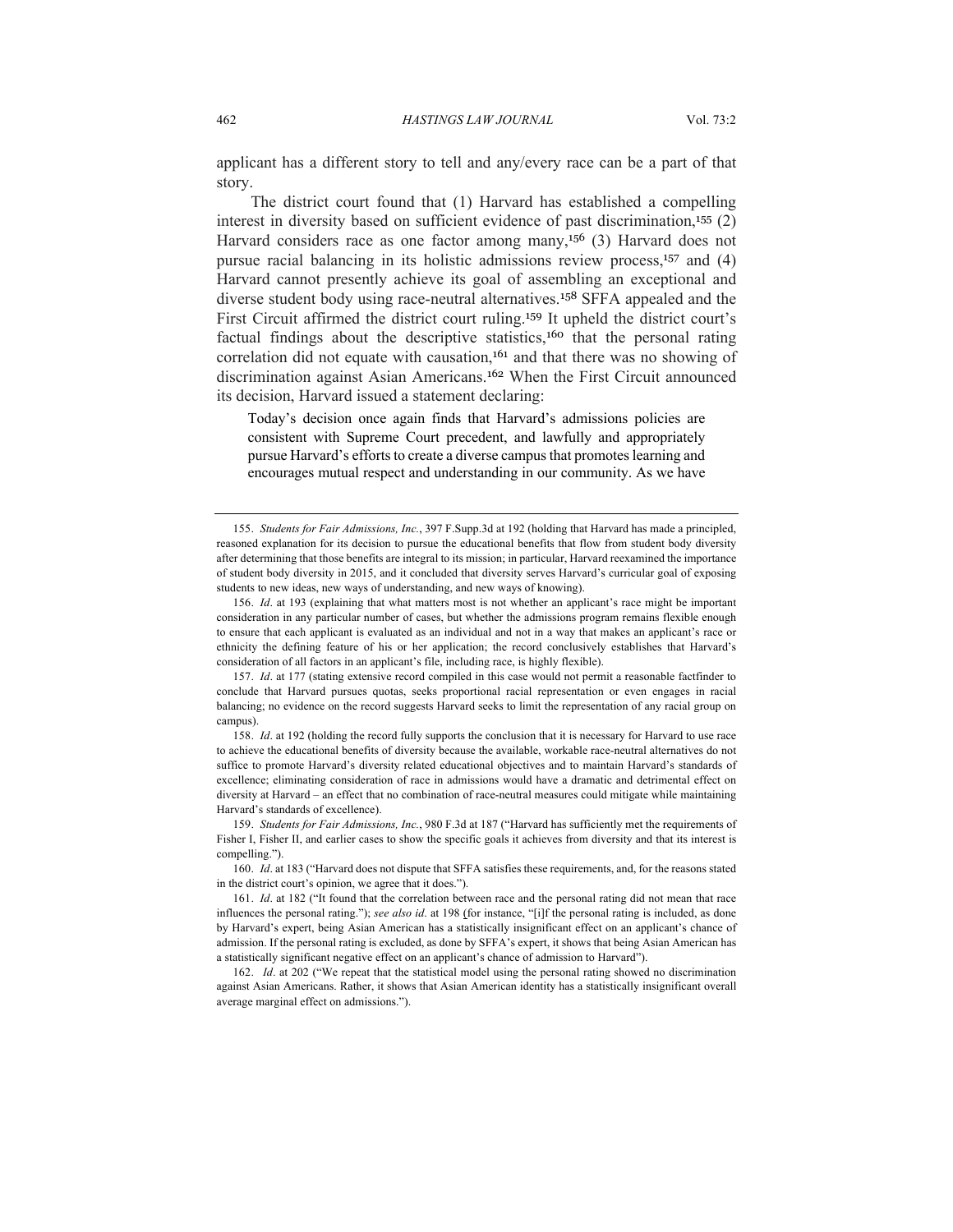applicant has a different story to tell and any/every race can be a part of that story.

The district court found that (1) Harvard has established a compelling interest in diversity based on sufficient evidence of past discrimination,[155] (2) Harvard considers race as one factor among many,[156] (3) Harvard does not pursue racial balancing in its holistic admissions review process,[157] and (4) Harvard cannot presently achieve its goal of assembling an exceptional and diverse student body using race-neutral alternatives.[158] SFFA appealed and the First Circuit affirmed the district court ruling.[159] It upheld the district court's factual findings about the descriptive statistics,[160] that the personal rating correlation did not equate with causation,[161] and that there was no showing of discrimination against Asian Americans.[162] When the First Circuit announced its decision, Harvard issued a statement declaring:

> Today's decision once again finds that Harvard's admissions policies are consistent with Supreme Court precedent, and lawfully and appropriately pursue Harvard's efforts to create a diverse campus that promotes learning and encourages mutual respect and understanding in our community. As we have

---

155. *Students for Fair Admissions, Inc.*, 397 F.Supp.3d at 192 (holding that Harvard has made a principled, reasoned explanation for its decision to pursue the educational benefits that flow from student body diversity after determining that those benefits are integral to its mission; in particular, Harvard reexamined the importance of student body diversity in 2015, and it concluded that diversity serves Harvard's curricular goal of exposing students to new ideas, new ways of understanding, and new ways of knowing).

156. *Id*. at 193 (explaining that what matters most is not whether an applicant's race might be important consideration in any particular number of cases, but whether the admissions program remains flexible enough to ensure that each applicant is evaluated as an individual and not in a way that makes an applicant's race or ethnicity the defining feature of his or her application; the record conclusively establishes that Harvard's consideration of all factors in an applicant's file, including race, is highly flexible).

157. *Id*. at 177 (stating extensive record compiled in this case would not permit a reasonable factfinder to conclude that Harvard pursues quotas, seeks proportional racial representation or even engages in racial balancing; no evidence on the record suggests Harvard seeks to limit the representation of any racial group on campus).

158. *Id*. at 192 (holding the record fully supports the conclusion that it is necessary for Harvard to use race to achieve the educational benefits of diversity because the available, workable race-neutral alternatives do not suffice to promote Harvard's diversity related educational objectives and to maintain Harvard's standards of excellence; eliminating consideration of race in admissions would have a dramatic and detrimental effect on diversity at Harvard – an effect that no combination of race-neutral measures could mitigate while maintaining Harvard's standards of excellence).

159. *Students for Fair Admissions, Inc.*, 980 F.3d at 187 ("Harvard has sufficiently met the requirements of Fisher I, Fisher II, and earlier cases to show the specific goals it achieves from diversity and that its interest is compelling.").

160. *Id*. at 183 ("Harvard does not dispute that SFFA satisfies these requirements, and, for the reasons stated in the district court's opinion, we agree that it does.").

161. *Id*. at 182 ("It found that the correlation between race and the personal rating did not mean that race influences the personal rating."); *see also id*. at 198 (for instance, "[i]f the personal rating is included, as done by Harvard's expert, being Asian American has a statistically insignificant effect on an applicant's chance of admission. If the personal rating is excluded, as done by SFFA's expert, it shows that being Asian American has a statistically significant negative effect on an applicant's chance of admission to Harvard").

162. *Id*. at 202 ("We repeat that the statistical model using the personal rating showed no discrimination against Asian Americans. Rather, it shows that Asian American identity has a statistically insignificant overall average marginal effect on admissions.").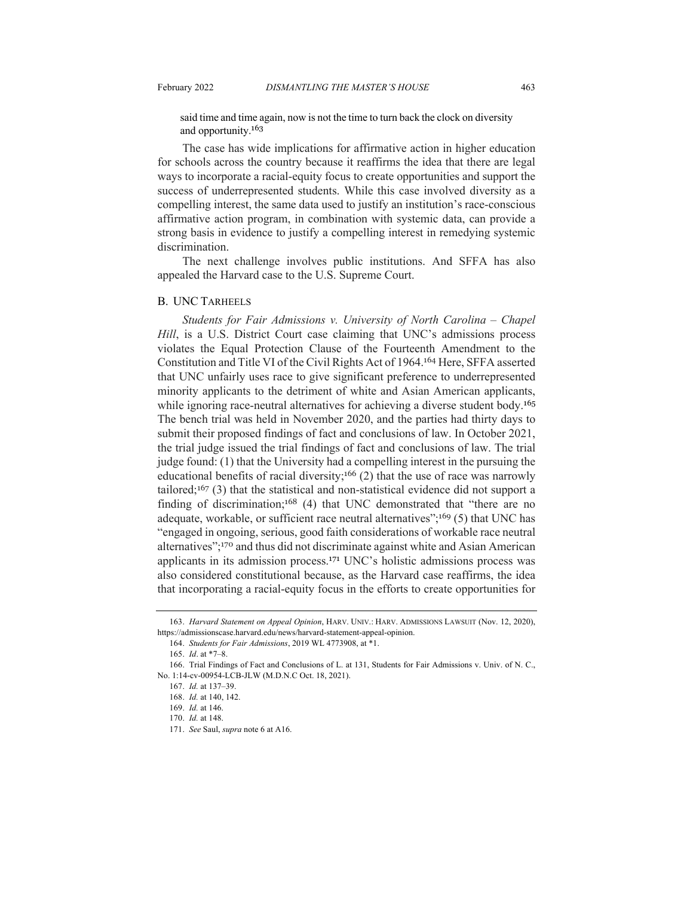said time and time again, now is not the time to turn back the clock on diversity and opportunity.[163]

The case has wide implications for affirmative action in higher education for schools across the country because it reaffirms the idea that there are legal ways to incorporate a racial-equity focus to create opportunities and support the success of underrepresented students. While this case involved diversity as a compelling interest, the same data used to justify an institution's race-conscious affirmative action program, in combination with systemic data, can provide a strong basis in evidence to justify a compelling interest in remedying systemic discrimination.

The next challenge involves public institutions. And SFFA has also appealed the Harvard case to the U.S. Supreme Court.

### B. UNC TARHEELS

*Students for Fair Admissions v. University of North Carolina – Chapel Hill*, is a U.S. District Court case claiming that UNC's admissions process violates the Equal Protection Clause of the Fourteenth Amendment to the Constitution and Title VI of the Civil Rights Act of 1964.[164] Here, SFFA asserted that UNC unfairly uses race to give significant preference to underrepresented minority applicants to the detriment of white and Asian American applicants, while ignoring race-neutral alternatives for achieving a diverse student body.[165] The bench trial was held in November 2020, and the parties had thirty days to submit their proposed findings of fact and conclusions of law. In October 2021, the trial judge issued the trial findings of fact and conclusions of law. The trial judge found: (1) that the University had a compelling interest in the pursuing the educational benefits of racial diversity;[166] (2) that the use of race was narrowly tailored;[167] (3) that the statistical and non-statistical evidence did not support a finding of discrimination;[168] (4) that UNC demonstrated that "there are no adequate, workable, or sufficient race neutral alternatives";[169] (5) that UNC has "engaged in ongoing, serious, good faith considerations of workable race neutral alternatives";[170] and thus did not discriminate against white and Asian American applicants in its admission process.[171] UNC's holistic admissions process was also considered constitutional because, as the Harvard case reaffirms, the idea that incorporating a racial-equity focus in the efforts to create opportunities for

---

163. *Harvard Statement on Appeal Opinion*, HARV. UNIV.: HARV. ADMISSIONS LAWSUIT (Nov. 12, 2020), https://admissionscase.harvard.edu/news/harvard-statement-appeal-opinion.

164. *Students for Fair Admissions*, 2019 WL 4773908, at *1.

165. *Id*. at *7–8.

166. Trial Findings of Fact and Conclusions of L. at 131, Students for Fair Admissions v. Univ. of N. C., No. 1:14-cv-00954-LCB-JLW (M.D.N.C Oct. 18, 2021).

167. *Id.* at 137–39.

168. *Id.* at 140, 142.

169. *Id.* at 146.

170. *Id.* at 148.

171. *See* Saul, *supra* note 6 at A16.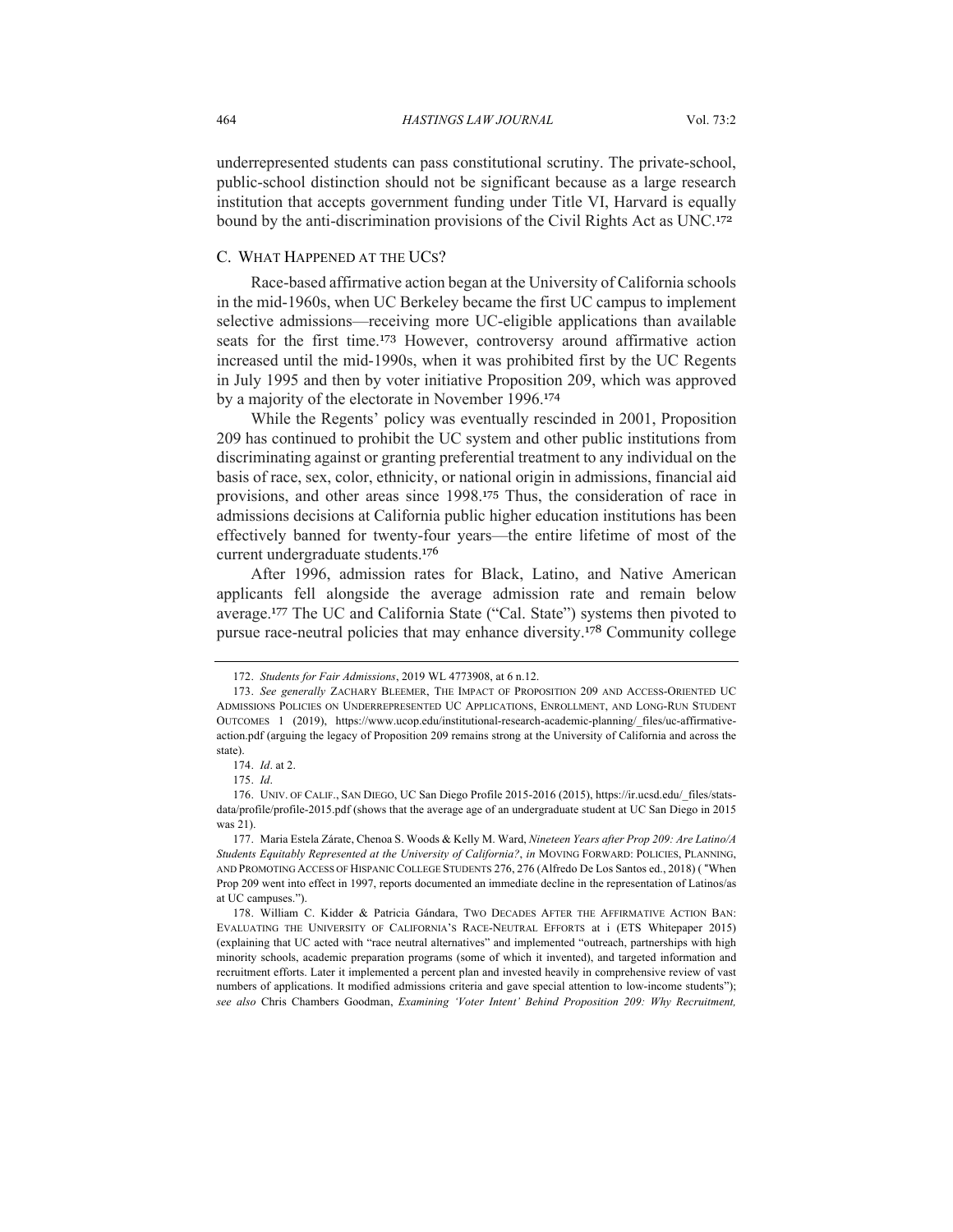underrepresented students can pass constitutional scrutiny. The private-school, public-school distinction should not be significant because as a large research institution that accepts government funding under Title VI, Harvard is equally bound by the anti-discrimination provisions of the Civil Rights Act as UNC.[172]

## C. What Happened at the UCs?

Race-based affirmative action began at the University of California schools in the mid-1960s, when UC Berkeley became the first UC campus to implement selective admissions—receiving more UC-eligible applications than available seats for the first time.[173] However, controversy around affirmative action increased until the mid-1990s, when it was prohibited first by the UC Regents in July 1995 and then by voter initiative Proposition 209, which was approved by a majority of the electorate in November 1996.[174]

While the Regents' policy was eventually rescinded in 2001, Proposition 209 has continued to prohibit the UC system and other public institutions from discriminating against or granting preferential treatment to any individual on the basis of race, sex, color, ethnicity, or national origin in admissions, financial aid provisions, and other areas since 1998.[175] Thus, the consideration of race in admissions decisions at California public higher education institutions has been effectively banned for twenty-four years—the entire lifetime of most of the current undergraduate students.[176]

After 1996, admission rates for Black, Latino, and Native American applicants fell alongside the average admission rate and remain below average.[177] The UC and California State ("Cal. State") systems then pivoted to pursue race-neutral policies that may enhance diversity.[178] Community college

---

172. *Students for Fair Admissions*, 2019 WL 4773908, at 6 n.12.

173. *See generally* Zachary Bleemer, The Impact of Proposition 209 and Access-Oriented UC Admissions Policies on Underrepresented UC Applications, Enrollment, and Long-Run Student Outcomes 1 (2019), https://www.ucop.edu/institutional-research-academic-planning/_files/uc-affirmative-action.pdf (arguing the legacy of Proposition 209 remains strong at the University of California and across the state).

174. *Id*. at 2.

175. *Id*.

176. Univ. of Calif., San Diego, UC San Diego Profile 2015-2016 (2015), https://ir.ucsd.edu/_files/stats-data/profile/profile-2015.pdf (shows that the average age of an undergraduate student at UC San Diego in 2015 was 21).

177. Maria Estela Zárate, Chenoa S. Woods & Kelly M. Ward, *Nineteen Years after Prop 209: Are Latino/A Students Equitably Represented at the University of California?*, *in* Moving Forward: Policies, Planning, and Promoting Access of Hispanic College Students 276, 276 (Alfredo De Los Santos ed., 2018) ("When Prop 209 went into effect in 1997, reports documented an immediate decline in the representation of Latinos/as at UC campuses.").

178. William C. Kidder & Patricia Gándara, Two Decades After the Affirmative Action Ban: Evaluating the University of California's Race-Neutral Efforts at i (ETS Whitepaper 2015) (explaining that UC acted with "race neutral alternatives" and implemented "outreach, partnerships with high minority schools, academic preparation programs (some of which it invented), and targeted information and recruitment efforts. Later it implemented a percent plan and invested heavily in comprehensive review of vast numbers of applications. It modified admissions criteria and gave special attention to low-income students"); *see also* Chris Chambers Goodman, *Examining 'Voter Intent' Behind Proposition 209: Why Recruitment,*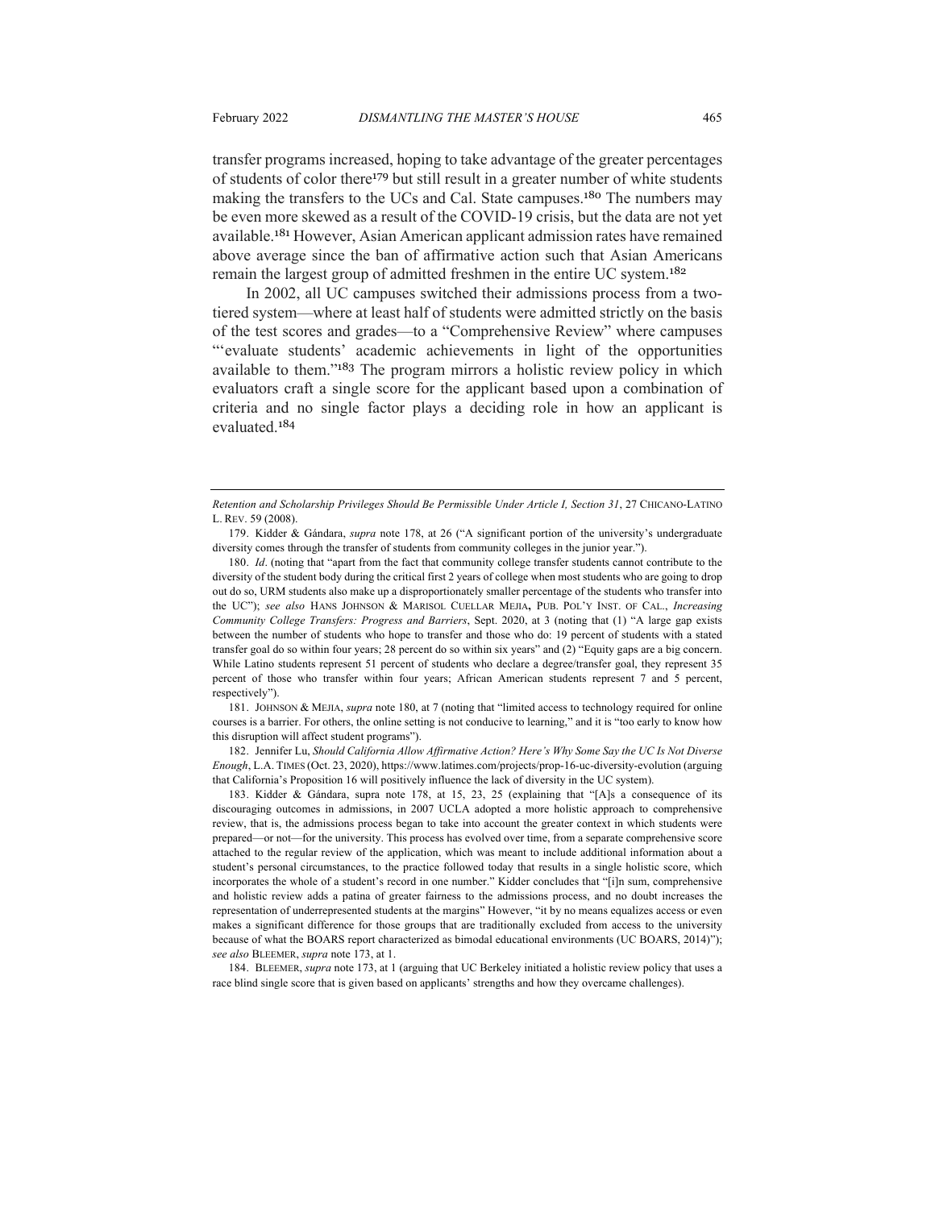transfer programs increased, hoping to take advantage of the greater percentages of students of color there[179] but still result in a greater number of white students making the transfers to the UCs and Cal. State campuses.[180] The numbers may be even more skewed as a result of the COVID-19 crisis, but the data are not yet available.[181] However, Asian American applicant admission rates have remained above average since the ban of affirmative action such that Asian Americans remain the largest group of admitted freshmen in the entire UC system.[182]

In 2002, all UC campuses switched their admissions process from a two-tiered system—where at least half of students were admitted strictly on the basis of the test scores and grades—to a "Comprehensive Review" where campuses "'evaluate students' academic achievements in light of the opportunities available to them."[183] The program mirrors a holistic review policy in which evaluators craft a single score for the applicant based upon a combination of criteria and no single factor plays a deciding role in how an applicant is evaluated.[184]

---

*Retention and Scholarship Privileges Should Be Permissible Under Article I, Section 31*, 27 CHICANO-LATINO L. REV. 59 (2008).

179. Kidder & Gándara, *supra* note 178, at 26 ("A significant portion of the university's undergraduate diversity comes through the transfer of students from community colleges in the junior year.").

180. *Id*. (noting that "apart from the fact that community college transfer students cannot contribute to the diversity of the student body during the critical first 2 years of college when most students who are going to drop out do so, URM students also make up a disproportionately smaller percentage of the students who transfer into the UC"); *see also* HANS JOHNSON & MARISOL CUELLAR MEJIA, PUB. POL'Y INST. OF CAL., *Increasing Community College Transfers: Progress and Barriers*, Sept. 2020, at 3 (noting that (1) "A large gap exists between the number of students who hope to transfer and those who do: 19 percent of students with a stated transfer goal do so within four years; 28 percent do so within six years" and (2) "Equity gaps are a big concern. While Latino students represent 51 percent of students who declare a degree/transfer goal, they represent 35 percent of those who transfer within four years; African American students represent 7 and 5 percent, respectively").

181. JOHNSON & MEJIA, *supra* note 180, at 7 (noting that "limited access to technology required for online courses is a barrier. For others, the online setting is not conducive to learning," and it is "too early to know how this disruption will affect student programs").

182. Jennifer Lu, *Should California Allow Affirmative Action? Here's Why Some Say the UC Is Not Diverse Enough*, L.A. TIMES (Oct. 23, 2020), https://www.latimes.com/projects/prop-16-uc-diversity-evolution (arguing that California's Proposition 16 will positively influence the lack of diversity in the UC system).

183. Kidder & Gándara, supra note 178, at 15, 23, 25 (explaining that "[A]s a consequence of its discouraging outcomes in admissions, in 2007 UCLA adopted a more holistic approach to comprehensive review, that is, the admissions process began to take into account the greater context in which students were prepared—or not—for the university. This process has evolved over time, from a separate comprehensive score attached to the regular review of the application, which was meant to include additional information about a student's personal circumstances, to the practice followed today that results in a single holistic score, which incorporates the whole of a student's record in one number." Kidder concludes that "[i]n sum, comprehensive and holistic review adds a patina of greater fairness to the admissions process, and no doubt increases the representation of underrepresented students at the margins" However, "it by no means equalizes access or even makes a significant difference for those groups that are traditionally excluded from access to the university because of what the BOARS report characterized as bimodal educational environments (UC BOARS, 2014)"); *see also* BLEEMER, *supra* note 173, at 1.

184. BLEEMER, *supra* note 173, at 1 (arguing that UC Berkeley initiated a holistic review policy that uses a race blind single score that is given based on applicants' strengths and how they overcame challenges).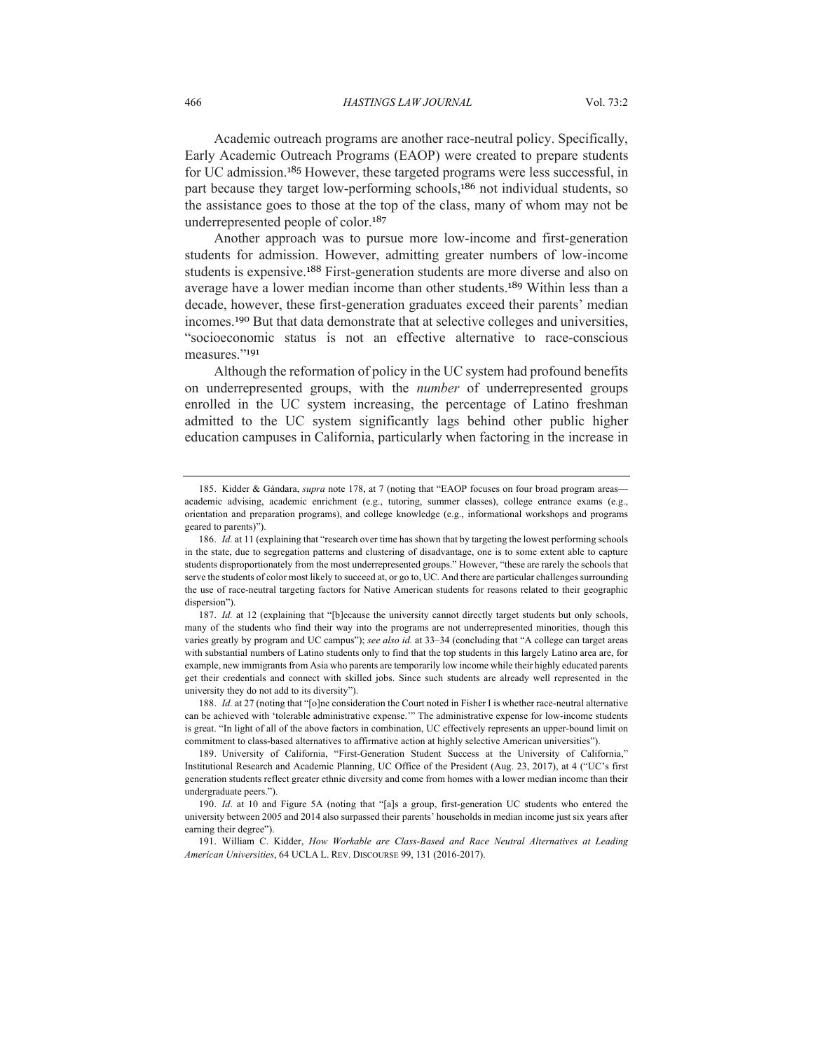Academic outreach programs are another race-neutral policy. Specifically, Early Academic Outreach Programs (EAOP) were created to prepare students for UC admission.[185] However, these targeted programs were less successful, in part because they target low-performing schools,[186] not individual students, so the assistance goes to those at the top of the class, many of whom may not be underrepresented people of color.[187]

Another approach was to pursue more low-income and first-generation students for admission. However, admitting greater numbers of low-income students is expensive.[188] First-generation students are more diverse and also on average have a lower median income than other students.[189] Within less than a decade, however, these first-generation graduates exceed their parents' median incomes.[190] But that data demonstrate that at selective colleges and universities, "socioeconomic status is not an effective alternative to race-conscious measures."[191]

Although the reformation of policy in the UC system had profound benefits on underrepresented groups, with the *number* of underrepresented groups enrolled in the UC system increasing, the percentage of Latino freshman admitted to the UC system significantly lags behind other public higher education campuses in California, particularly when factoring in the increase in

---

185. Kidder & Gándara, *supra* note 178, at 7 (noting that "EAOP focuses on four broad program areas—academic advising, academic enrichment (e.g., tutoring, summer classes), college entrance exams (e.g., orientation and preparation programs), and college knowledge (e.g., informational workshops and programs geared to parents)").

186. *Id.* at 11 (explaining that "research over time has shown that by targeting the lowest performing schools in the state, due to segregation patterns and clustering of disadvantage, one is to some extent able to capture students disproportionately from the most underrepresented groups." However, "these are rarely the schools that serve the students of color most likely to succeed at, or go to, UC. And there are particular challenges surrounding the use of race-neutral targeting factors for Native American students for reasons related to their geographic dispersion").

187. *Id.* at 12 (explaining that "[b]ecause the university cannot directly target students but only schools, many of the students who find their way into the programs are not underrepresented minorities, though this varies greatly by program and UC campus"); *see also id.* at 33–34 (concluding that "A college can target areas with substantial numbers of Latino students only to find that the top students in this largely Latino area are, for example, new immigrants from Asia who parents are temporarily low income while their highly educated parents get their credentials and connect with skilled jobs. Since such students are already well represented in the university they do not add to its diversity").

188. *Id.* at 27 (noting that "[o]ne consideration the Court noted in Fisher I is whether race-neutral alternative can be achieved with 'tolerable administrative expense.'" The administrative expense for low-income students is great. "In light of all of the above factors in combination, UC effectively represents an upper-bound limit on commitment to class-based alternatives to affirmative action at highly selective American universities").

189. University of California, "First-Generation Student Success at the University of California," Institutional Research and Academic Planning, UC Office of the President (Aug. 23, 2017), at 4 ("UC's first generation students reflect greater ethnic diversity and come from homes with a lower median income than their undergraduate peers.").

190. *Id*. at 10 and Figure 5A (noting that "[a]s a group, first-generation UC students who entered the university between 2005 and 2014 also surpassed their parents' households in median income just six years after earning their degree").

191. William C. Kidder, *How Workable are Class-Based and Race Neutral Alternatives at Leading American Universities*, 64 UCLA L. REV. DISCOURSE 99, 131 (2016-2017).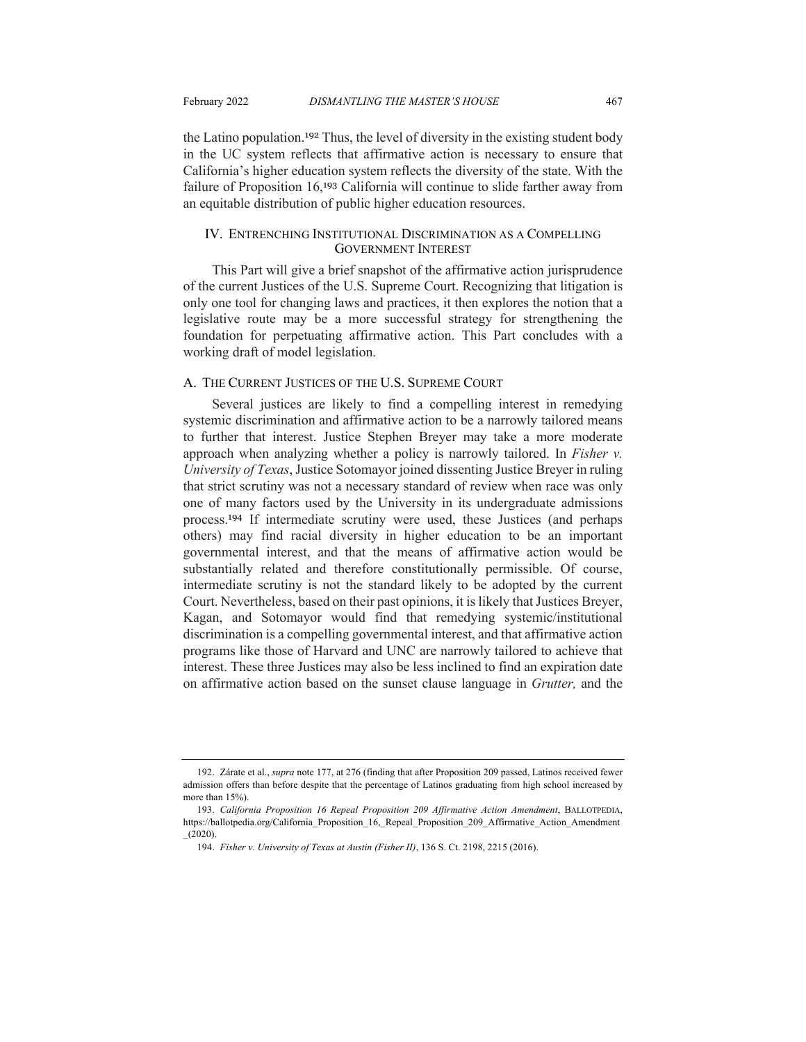the Latino population.[192] Thus, the level of diversity in the existing student body in the UC system reflects that affirmative action is necessary to ensure that California's higher education system reflects the diversity of the state. With the failure of Proposition 16,[193] California will continue to slide farther away from an equitable distribution of public higher education resources.

## IV. ENTRENCHING INSTITUTIONAL DISCRIMINATION AS A COMPELLING GOVERNMENT INTEREST

This Part will give a brief snapshot of the affirmative action jurisprudence of the current Justices of the U.S. Supreme Court. Recognizing that litigation is only one tool for changing laws and practices, it then explores the notion that a legislative route may be a more successful strategy for strengthening the foundation for perpetuating affirmative action. This Part concludes with a working draft of model legislation.

### A. THE CURRENT JUSTICES OF THE U.S. SUPREME COURT

Several justices are likely to find a compelling interest in remedying systemic discrimination and affirmative action to be a narrowly tailored means to further that interest. Justice Stephen Breyer may take a more moderate approach when analyzing whether a policy is narrowly tailored. In *Fisher v. University of Texas*, Justice Sotomayor joined dissenting Justice Breyer in ruling that strict scrutiny was not a necessary standard of review when race was only one of many factors used by the University in its undergraduate admissions process.[194] If intermediate scrutiny were used, these Justices (and perhaps others) may find racial diversity in higher education to be an important governmental interest, and that the means of affirmative action would be substantially related and therefore constitutionally permissible. Of course, intermediate scrutiny is not the standard likely to be adopted by the current Court. Nevertheless, based on their past opinions, it is likely that Justices Breyer, Kagan, and Sotomayor would find that remedying systemic/institutional discrimination is a compelling governmental interest, and that affirmative action programs like those of Harvard and UNC are narrowly tailored to achieve that interest. These three Justices may also be less inclined to find an expiration date on affirmative action based on the sunset clause language in *Grutter,* and the

---

192. Zárate et al., *supra* note 177, at 276 (finding that after Proposition 209 passed, Latinos received fewer admission offers than before despite that the percentage of Latinos graduating from high school increased by more than 15%).

193. *California Proposition 16 Repeal Proposition 209 Affirmative Action Amendment*, BALLOTPEDIA, https://ballotpedia.org/California_Proposition_16,_Repeal_Proposition_209_Affirmative_Action_Amendment_(2020).

194. *Fisher v. University of Texas at Austin (Fisher II)*, 136 S. Ct. 2198, 2215 (2016).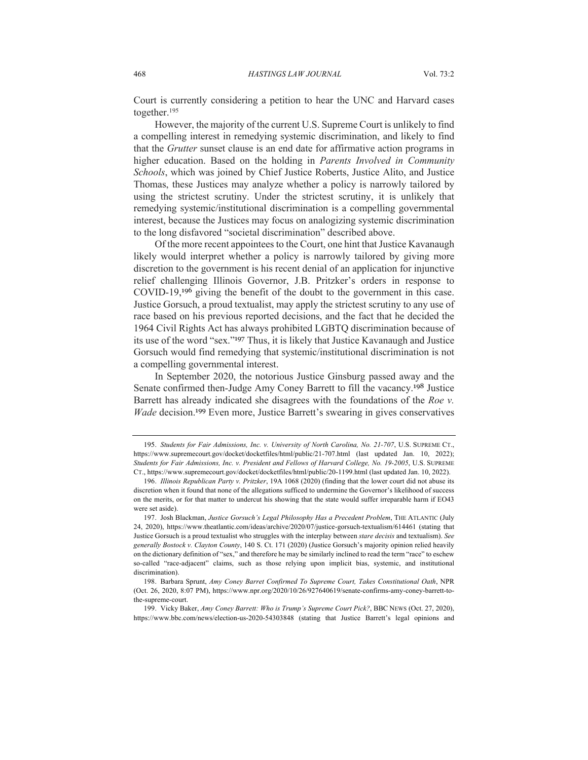Court is currently considering a petition to hear the UNC and Harvard cases together.[195]

However, the majority of the current U.S. Supreme Court is unlikely to find a compelling interest in remedying systemic discrimination, and likely to find that the *Grutter* sunset clause is an end date for affirmative action programs in higher education. Based on the holding in *Parents Involved in Community Schools*, which was joined by Chief Justice Roberts, Justice Alito, and Justice Thomas, these Justices may analyze whether a policy is narrowly tailored by using the strictest scrutiny. Under the strictest scrutiny, it is unlikely that remedying systemic/institutional discrimination is a compelling governmental interest, because the Justices may focus on analogizing systemic discrimination to the long disfavored "societal discrimination" described above.

Of the more recent appointees to the Court, one hint that Justice Kavanaugh likely would interpret whether a policy is narrowly tailored by giving more discretion to the government is his recent denial of an application for injunctive relief challenging Illinois Governor, J.B. Pritzker's orders in response to COVID-19,[196] giving the benefit of the doubt to the government in this case. Justice Gorsuch, a proud textualist, may apply the strictest scrutiny to any use of race based on his previous reported decisions, and the fact that he decided the 1964 Civil Rights Act has always prohibited LGBTQ discrimination because of its use of the word "sex."[197] Thus, it is likely that Justice Kavanaugh and Justice Gorsuch would find remedying that systemic/institutional discrimination is not a compelling governmental interest.

In September 2020, the notorious Justice Ginsburg passed away and the Senate confirmed then-Judge Amy Coney Barrett to fill the vacancy.[198] Justice Barrett has already indicated she disagrees with the foundations of the *Roe v. Wade* decision.[199] Even more, Justice Barrett's swearing in gives conservatives

---

195. *Students for Fair Admissions, Inc. v. University of North Carolina, No. 21-707*, U.S. SUPREME CT., https://www.supremecourt.gov/docket/docketfiles/html/public/21-707.html (last updated Jan. 10, 2022); *Students for Fair Admissions, Inc. v. President and Fellows of Harvard College, No. 19-2005*, U.S. SUPREME CT., https://www.supremecourt.gov/docket/docketfiles/html/public/20-1199.html (last updated Jan. 10, 2022).

196. *Illinois Republican Party v. Pritzker*, 19A 1068 (2020) (finding that the lower court did not abuse its discretion when it found that none of the allegations sufficed to undermine the Governor's likelihood of success on the merits, or for that matter to undercut his showing that the state would suffer irreparable harm if EO43 were set aside).

197. Josh Blackman, *Justice Gorsuch's Legal Philosophy Has a Precedent Problem*, THE ATLANTIC (July 24, 2020), https://www.theatlantic.com/ideas/archive/2020/07/justice-gorsuch-textualism/614461 (stating that Justice Gorsuch is a proud textualist who struggles with the interplay between *stare decisis* and textualism). *See generally Bostock v. Clayton County*, 140 S. Ct. 171 (2020) (Justice Gorsuch's majority opinion relied heavily on the dictionary definition of "sex," and therefore he may be similarly inclined to read the term "race" to eschew so-called "race-adjacent" claims, such as those relying upon implicit bias, systemic, and institutional discrimination).

198. Barbara Sprunt, *Amy Coney Barret Confirmed To Supreme Court, Takes Constitutional Oath*, NPR (Oct. 26, 2020, 8:07 PM), https://www.npr.org/2020/10/26/927640619/senate-confirms-amy-coney-barrett-to-the-supreme-court.

199. Vicky Baker, *Amy Coney Barrett: Who is Trump's Supreme Court Pick?*, BBC NEWS (Oct. 27, 2020), https://www.bbc.com/news/election-us-2020-54303848 (stating that Justice Barrett's legal opinions and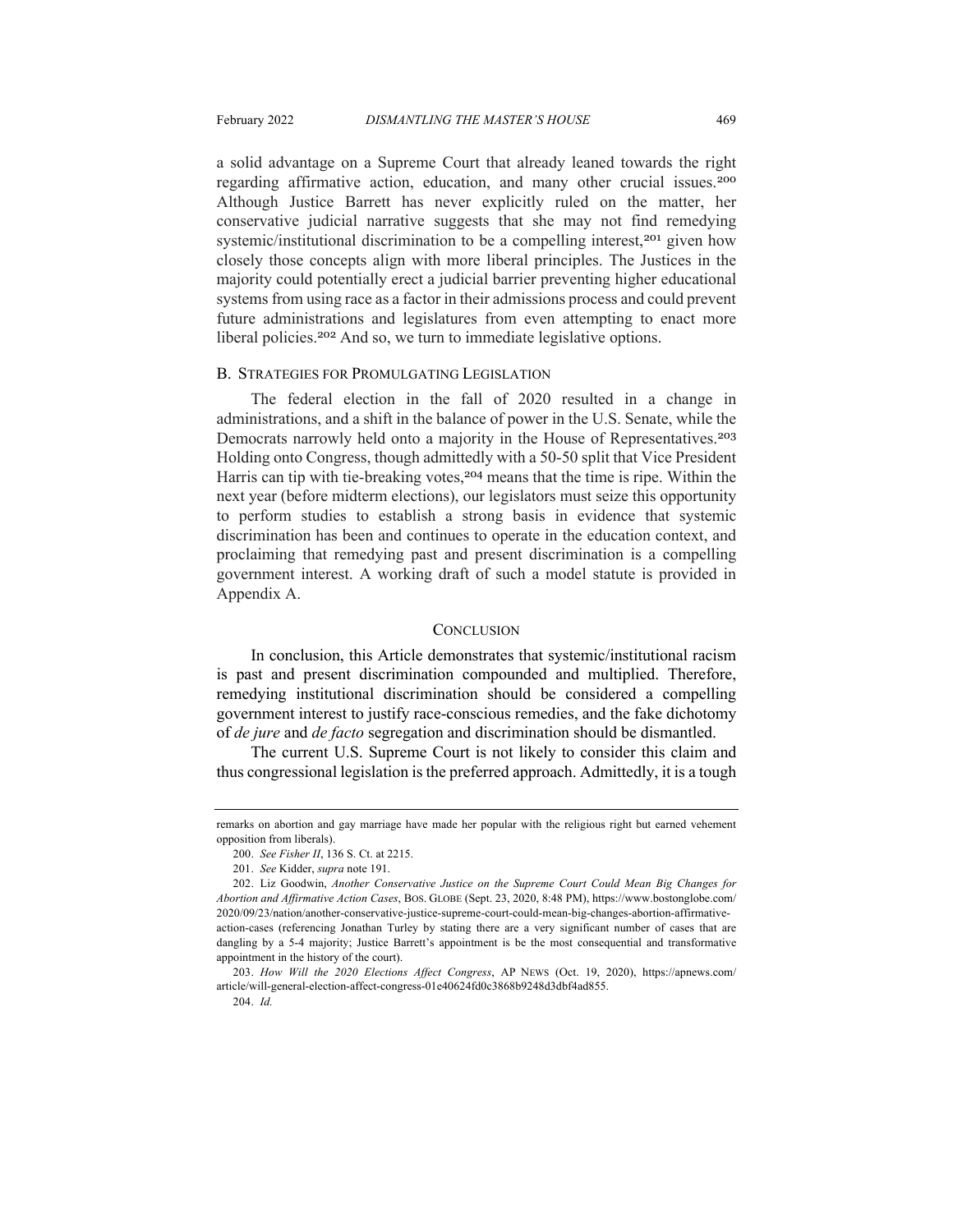a solid advantage on a Supreme Court that already leaned towards the right regarding affirmative action, education, and many other crucial issues.[200] Although Justice Barrett has never explicitly ruled on the matter, her conservative judicial narrative suggests that she may not find remedying systemic/institutional discrimination to be a compelling interest,[201] given how closely those concepts align with more liberal principles. The Justices in the majority could potentially erect a judicial barrier preventing higher educational systems from using race as a factor in their admissions process and could prevent future administrations and legislatures from even attempting to enact more liberal policies.[202] And so, we turn to immediate legislative options.

### B. Strategies for Promulgating Legislation

The federal election in the fall of 2020 resulted in a change in administrations, and a shift in the balance of power in the U.S. Senate, while the Democrats narrowly held onto a majority in the House of Representatives.[203] Holding onto Congress, though admittedly with a 50-50 split that Vice President Harris can tip with tie-breaking votes,[204] means that the time is ripe. Within the next year (before midterm elections), our legislators must seize this opportunity to perform studies to establish a strong basis in evidence that systemic discrimination has been and continues to operate in the education context, and proclaiming that remedying past and present discrimination is a compelling government interest. A working draft of such a model statute is provided in Appendix A.

## Conclusion

In conclusion, this Article demonstrates that systemic/institutional racism is past and present discrimination compounded and multiplied. Therefore, remedying institutional discrimination should be considered a compelling government interest to justify race-conscious remedies, and the fake dichotomy of *de jure* and *de facto* segregation and discrimination should be dismantled.

The current U.S. Supreme Court is not likely to consider this claim and thus congressional legislation is the preferred approach. Admittedly, it is a tough

---

remarks on abortion and gay marriage have made her popular with the religious right but earned vehement opposition from liberals).

200. *See Fisher II*, 136 S. Ct. at 2215.

201. *See* Kidder, *supra* note 191.

202. Liz Goodwin, *Another Conservative Justice on the Supreme Court Could Mean Big Changes for Abortion and Affirmative Action Cases*, Bos. Globe (Sept. 23, 2020, 8:48 PM), https://www.bostonglobe.com/2020/09/23/nation/another-conservative-justice-supreme-court-could-mean-big-changes-abortion-affirmative-action-cases (referencing Jonathan Turley by stating there are a very significant number of cases that are dangling by a 5-4 majority; Justice Barrett's appointment is be the most consequential and transformative appointment in the history of the court).

203. *How Will the 2020 Elections Affect Congress*, AP News (Oct. 19, 2020), https://apnews.com/article/will-general-election-affect-congress-01e40624fd0c3868b9248d3dbf4ad855.

204. *Id.*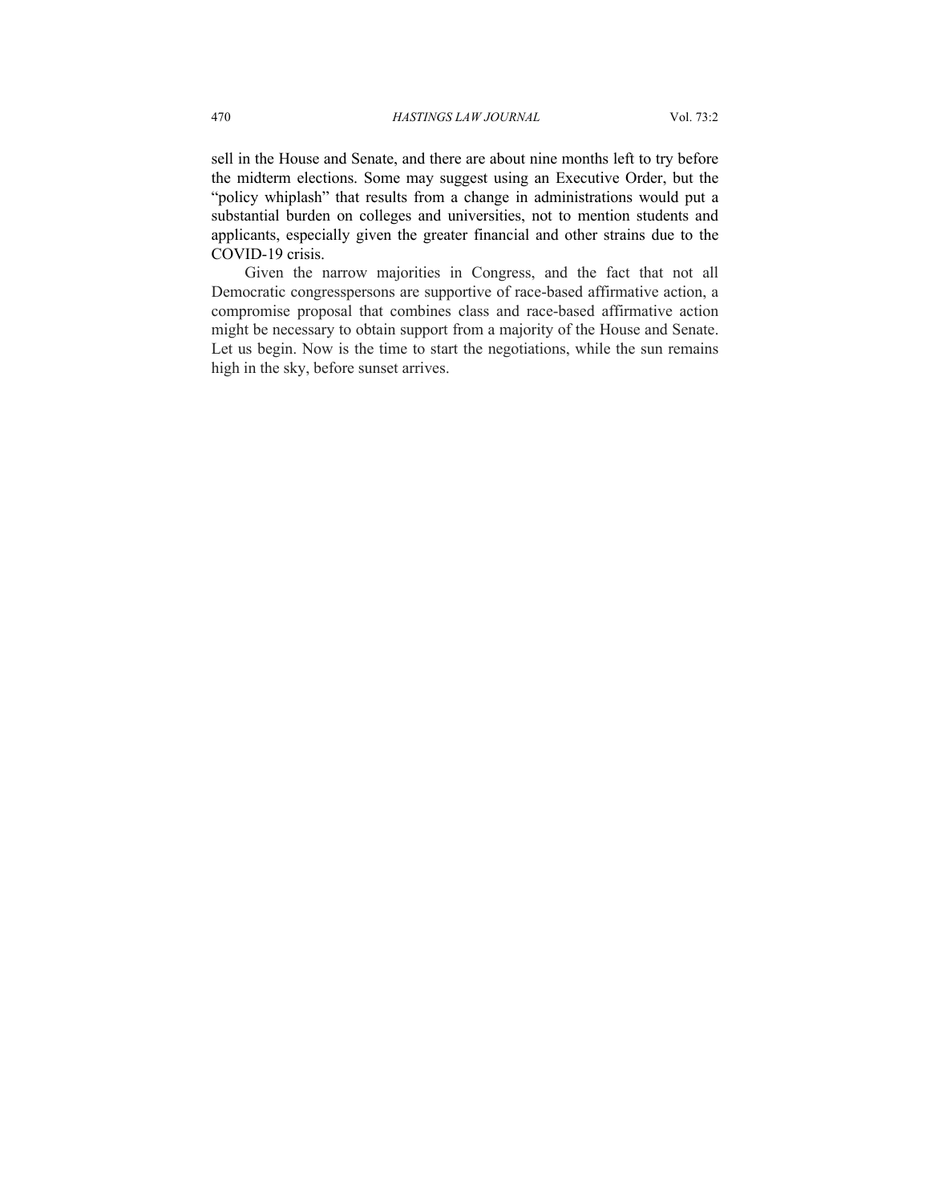sell in the House and Senate, and there are about nine months left to try before the midterm elections. Some may suggest using an Executive Order, but the "policy whiplash" that results from a change in administrations would put a substantial burden on colleges and universities, not to mention students and applicants, especially given the greater financial and other strains due to the COVID-19 crisis.

Given the narrow majorities in Congress, and the fact that not all Democratic congresspersons are supportive of race-based affirmative action, a compromise proposal that combines class and race-based affirmative action might be necessary to obtain support from a majority of the House and Senate. Let us begin. Now is the time to start the negotiations, while the sun remains high in the sky, before sunset arrives.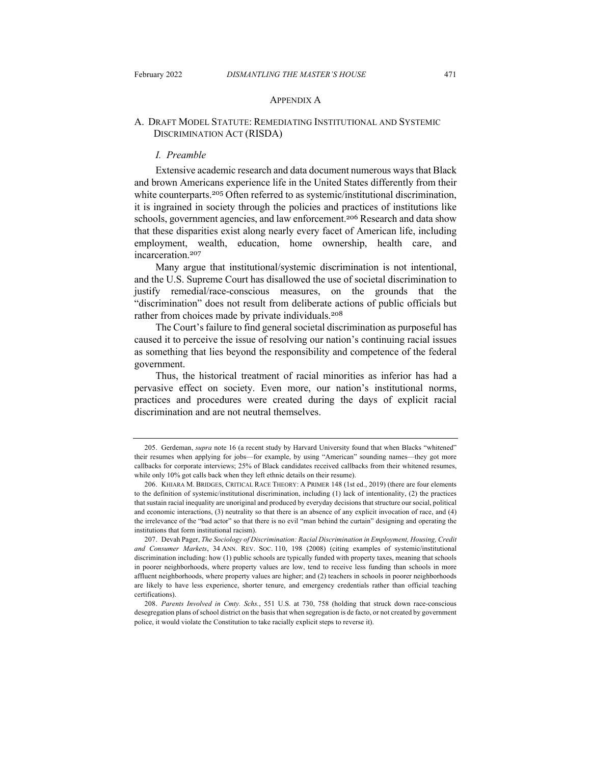# APPENDIX A

## A. DRAFT MODEL STATUTE: REMEDIATING INSTITUTIONAL AND SYSTEMIC DISCRIMINATION ACT (RISDA)

### *I. Preamble*

Extensive academic research and data document numerous ways that Black and brown Americans experience life in the United States differently from their white counterparts.[205] Often referred to as systemic/institutional discrimination, it is ingrained in society through the policies and practices of institutions like schools, government agencies, and law enforcement.[206] Research and data show that these disparities exist along nearly every facet of American life, including employment, wealth, education, home ownership, health care, and incarceration.[207]

Many argue that institutional/systemic discrimination is not intentional, and the U.S. Supreme Court has disallowed the use of societal discrimination to justify remedial/race-conscious measures, on the grounds that the "discrimination" does not result from deliberate actions of public officials but rather from choices made by private individuals.[208]

The Court's failure to find general societal discrimination as purposeful has caused it to perceive the issue of resolving our nation's continuing racial issues as something that lies beyond the responsibility and competence of the federal government.

Thus, the historical treatment of racial minorities as inferior has had a pervasive effect on society. Even more, our nation's institutional norms, practices and procedures were created during the days of explicit racial discrimination and are not neutral themselves.

---

205. Gerdeman, *supra* note 16 (a recent study by Harvard University found that when Blacks "whitened" their resumes when applying for jobs—for example, by using "American" sounding names—they got more callbacks for corporate interviews; 25% of Black candidates received callbacks from their whitened resumes, while only 10% got calls back when they left ethnic details on their resume).

206. KHIARA M. BRIDGES, CRITICAL RACE THEORY: A PRIMER 148 (1st ed., 2019) (there are four elements to the definition of systemic/institutional discrimination, including (1) lack of intentionality, (2) the practices that sustain racial inequality are unoriginal and produced by everyday decisions that structure our social, political and economic interactions, (3) neutrality so that there is an absence of any explicit invocation of race, and (4) the irrelevance of the "bad actor" so that there is no evil "man behind the curtain" designing and operating the institutions that form institutional racism).

207. Devah Pager, *The Sociology of Discrimination: Racial Discrimination in Employment, Housing, Credit and Consumer Markets*, 34 ANN. REV. SOC. 110, 198 (2008) (citing examples of systemic/institutional discrimination including: how (1) public schools are typically funded with property taxes, meaning that schools in poorer neighborhoods, where property values are low, tend to receive less funding than schools in more affluent neighborhoods, where property values are higher; and (2) teachers in schools in poorer neighborhoods are likely to have less experience, shorter tenure, and emergency credentials rather than official teaching certifications).

208. *Parents Involved in Cmty. Schs.*, 551 U.S. at 730, 758 (holding that struck down race-conscious desegregation plans of school district on the basis that when segregation is de facto, or not created by government police, it would violate the Constitution to take racially explicit steps to reverse it).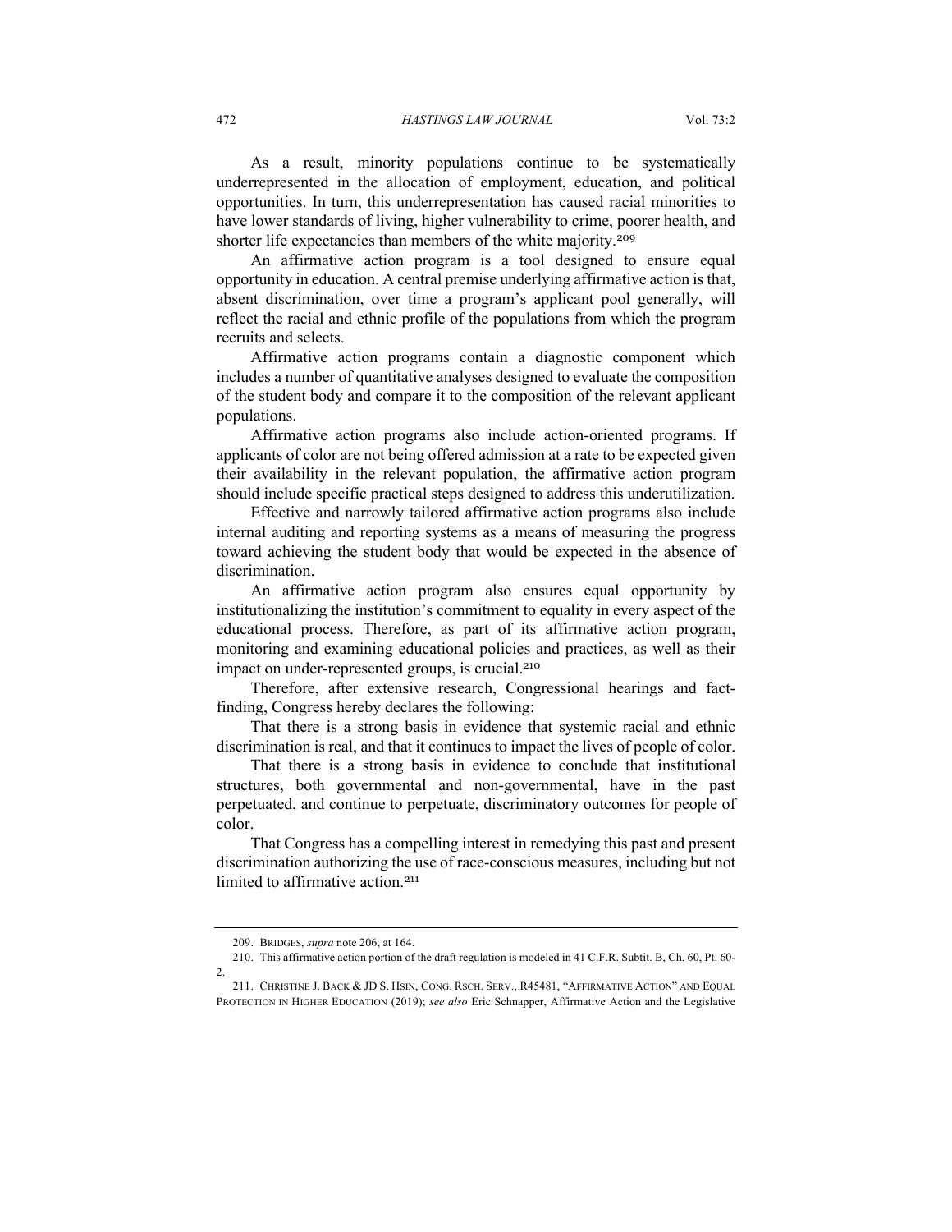As a result, minority populations continue to be systematically underrepresented in the allocation of employment, education, and political opportunities. In turn, this underrepresentation has caused racial minorities to have lower standards of living, higher vulnerability to crime, poorer health, and shorter life expectancies than members of the white majority.[209]

An affirmative action program is a tool designed to ensure equal opportunity in education. A central premise underlying affirmative action is that, absent discrimination, over time a program's applicant pool generally, will reflect the racial and ethnic profile of the populations from which the program recruits and selects.

Affirmative action programs contain a diagnostic component which includes a number of quantitative analyses designed to evaluate the composition of the student body and compare it to the composition of the relevant applicant populations.

Affirmative action programs also include action-oriented programs. If applicants of color are not being offered admission at a rate to be expected given their availability in the relevant population, the affirmative action program should include specific practical steps designed to address this underutilization.

Effective and narrowly tailored affirmative action programs also include internal auditing and reporting systems as a means of measuring the progress toward achieving the student body that would be expected in the absence of discrimination.

An affirmative action program also ensures equal opportunity by institutionalizing the institution's commitment to equality in every aspect of the educational process. Therefore, as part of its affirmative action program, monitoring and examining educational policies and practices, as well as their impact on under-represented groups, is crucial.[210]

Therefore, after extensive research, Congressional hearings and fact-finding, Congress hereby declares the following:

That there is a strong basis in evidence that systemic racial and ethnic discrimination is real, and that it continues to impact the lives of people of color.

That there is a strong basis in evidence to conclude that institutional structures, both governmental and non-governmental, have in the past perpetuated, and continue to perpetuate, discriminatory outcomes for people of color.

That Congress has a compelling interest in remedying this past and present discrimination authorizing the use of race-conscious measures, including but not limited to affirmative action.[211]

---

209. BRIDGES, *supra* note 206, at 164.

210. This affirmative action portion of the draft regulation is modeled in 41 C.F.R. Subtit. B, Ch. 60, Pt. 60-2.

211. CHRISTINE J. BACK & JD S. HSIN, CONG. RSCH. SERV., R45481, "AFFIRMATIVE ACTION" AND EQUAL PROTECTION IN HIGHER EDUCATION (2019); *see also* Eric Schnapper, Affirmative Action and the Legislative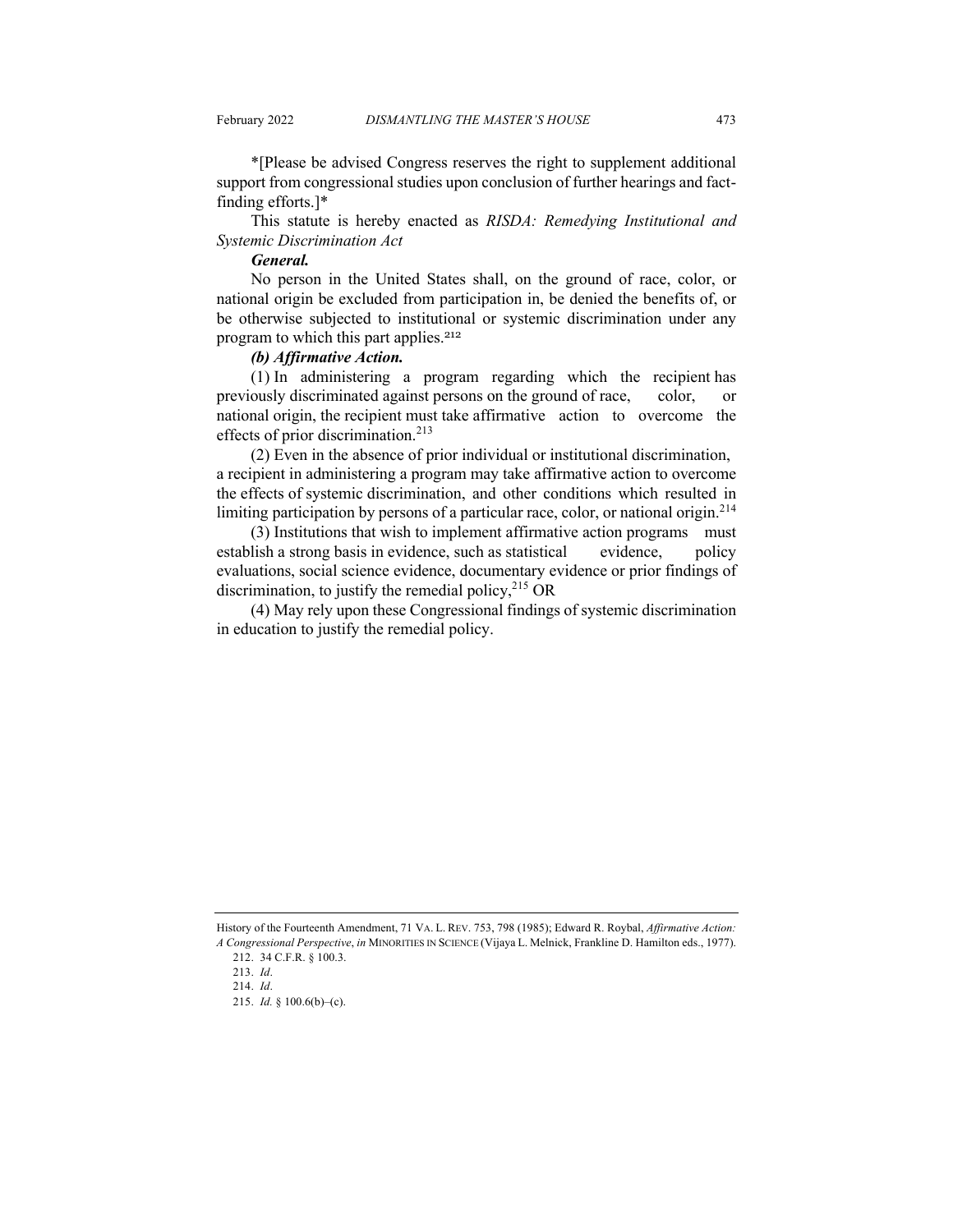*[Please be advised Congress reserves the right to supplement additional support from congressional studies upon conclusion of further hearings and fact-finding efforts.]*

This statute is hereby enacted as *RISDA: Remedying Institutional and Systemic Discrimination Act*

***General.***

No person in the United States shall, on the ground of race, color, or national origin be excluded from participation in, be denied the benefits of, or be otherwise subjected to institutional or systemic discrimination under any program to which this part applies.[212]

***(b) Affirmative Action.***

(1) In administering a program regarding which the recipient has previously discriminated against persons on the ground of race, color, or national origin, the recipient must take affirmative action to overcome the effects of prior discrimination.[213]

(2) Even in the absence of prior individual or institutional discrimination, a recipient in administering a program may take affirmative action to overcome the effects of systemic discrimination, and other conditions which resulted in limiting participation by persons of a particular race, color, or national origin.[214]

(3) Institutions that wish to implement affirmative action programs must establish a strong basis in evidence, such as statistical evidence, policy evaluations, social science evidence, documentary evidence or prior findings of discrimination, to justify the remedial policy,[215] OR

(4) May rely upon these Congressional findings of systemic discrimination in education to justify the remedial policy.

---

History of the Fourteenth Amendment, 71 VA. L. REV. 753, 798 (1985); Edward R. Roybal, *Affirmative Action: A Congressional Perspective*, *in* MINORITIES IN SCIENCE (Vijaya L. Melnick, Frankline D. Hamilton eds., 1977).

212. 34 C.F.R. § 100.3.

213. *Id*.

214. *Id*.

215. *Id.* § 100.6(b)–(c).